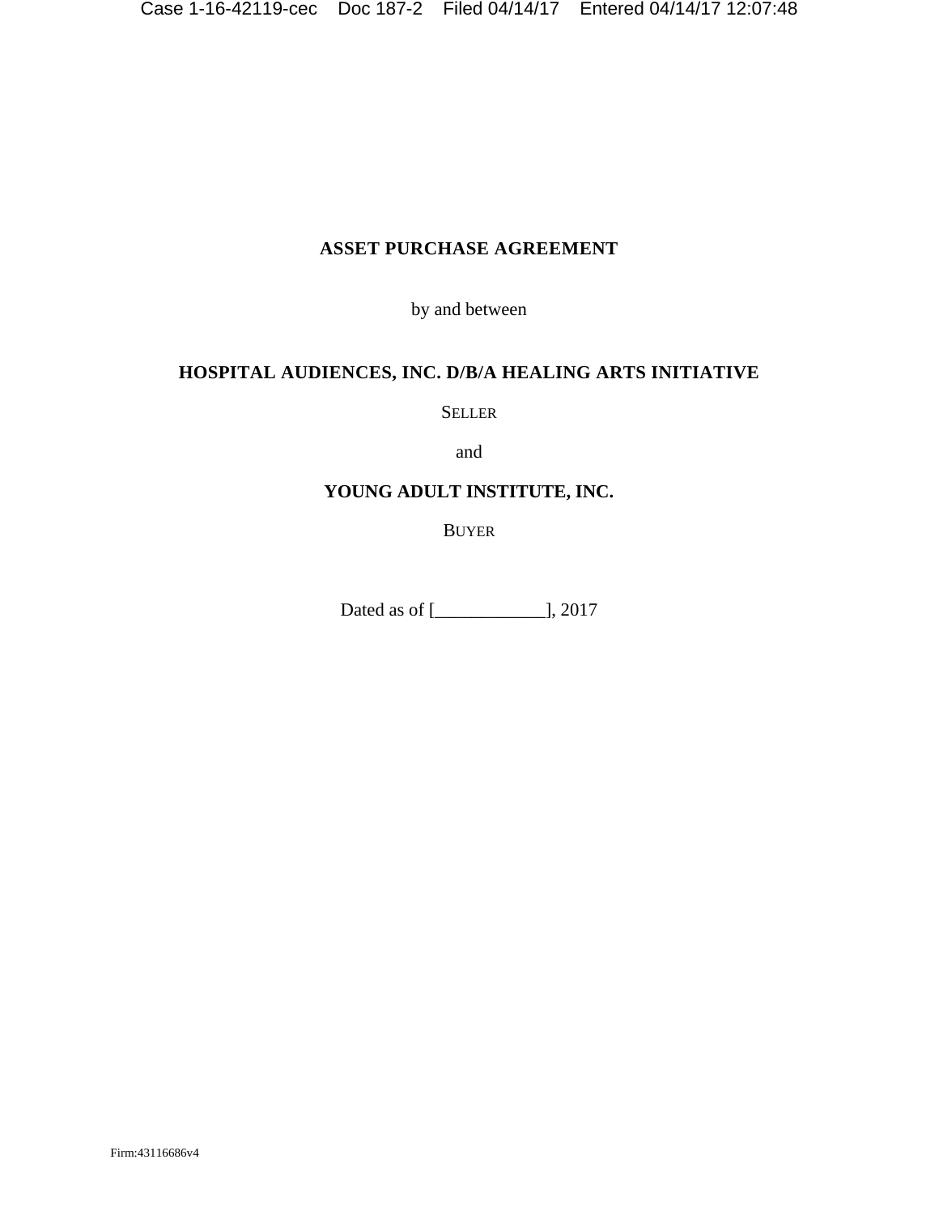# ASSET PURCHASE AGREEMENT

by and between

**HOSPITAL AUDIENCES, INC. D/B/A HEALING ARTS INITIATIVE**

SELLER

and

**YOUNG ADULT INSTITUTE, INC.**

BUYER

Dated as of [____________], 2017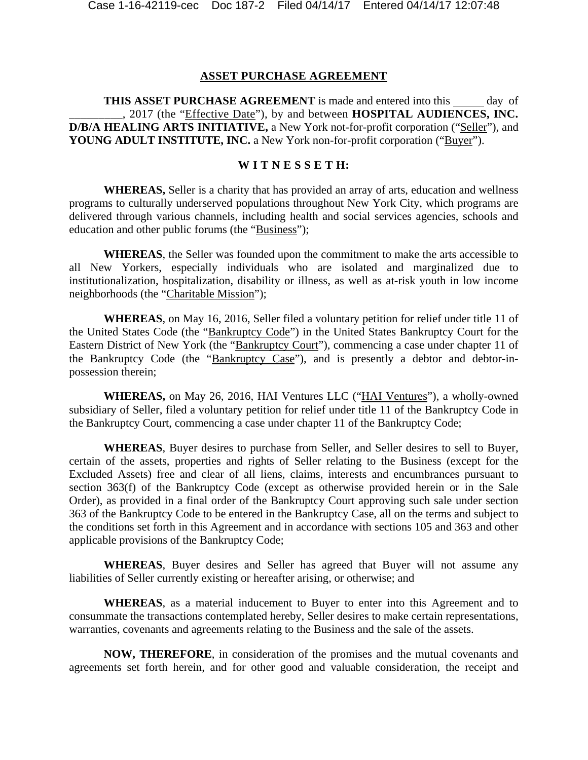## ASSET PURCHASE AGREEMENT

**THIS ASSET PURCHASE AGREEMENT** is made and entered into this _____ day of _________, 2017 (the "Effective Date"), by and between **HOSPITAL AUDIENCES, INC. D/B/A HEALING ARTS INITIATIVE,** a New York not-for-profit corporation ("Seller"), and **YOUNG ADULT INSTITUTE, INC.** a New York non-for-profit corporation ("Buyer").

**W I T N E S S E T H:**

**WHEREAS,** Seller is a charity that has provided an array of arts, education and wellness programs to culturally underserved populations throughout New York City, which programs are delivered through various channels, including health and social services agencies, schools and education and other public forums (the "Business");

**WHEREAS**, the Seller was founded upon the commitment to make the arts accessible to all New Yorkers, especially individuals who are isolated and marginalized due to institutionalization, hospitalization, disability or illness, as well as at-risk youth in low income neighborhoods (the "Charitable Mission");

**WHEREAS**, on May 16, 2016, Seller filed a voluntary petition for relief under title 11 of the United States Code (the "Bankruptcy Code") in the United States Bankruptcy Court for the Eastern District of New York (the "Bankruptcy Court"), commencing a case under chapter 11 of the Bankruptcy Code (the "Bankruptcy Case"), and is presently a debtor and debtor-in-possession therein;

**WHEREAS,** on May 26, 2016, HAI Ventures LLC ("HAI Ventures"), a wholly-owned subsidiary of Seller, filed a voluntary petition for relief under title 11 of the Bankruptcy Code in the Bankruptcy Court, commencing a case under chapter 11 of the Bankruptcy Code;

**WHEREAS**, Buyer desires to purchase from Seller, and Seller desires to sell to Buyer, certain of the assets, properties and rights of Seller relating to the Business (except for the Excluded Assets) free and clear of all liens, claims, interests and encumbrances pursuant to section 363(f) of the Bankruptcy Code (except as otherwise provided herein or in the Sale Order), as provided in a final order of the Bankruptcy Court approving such sale under section 363 of the Bankruptcy Code to be entered in the Bankruptcy Case, all on the terms and subject to the conditions set forth in this Agreement and in accordance with sections 105 and 363 and other applicable provisions of the Bankruptcy Code;

**WHEREAS**, Buyer desires and Seller has agreed that Buyer will not assume any liabilities of Seller currently existing or hereafter arising, or otherwise; and

**WHEREAS**, as a material inducement to Buyer to enter into this Agreement and to consummate the transactions contemplated hereby, Seller desires to make certain representations, warranties, covenants and agreements relating to the Business and the sale of the assets.

**NOW, THEREFORE**, in consideration of the promises and the mutual covenants and agreements set forth herein, and for other good and valuable consideration, the receipt and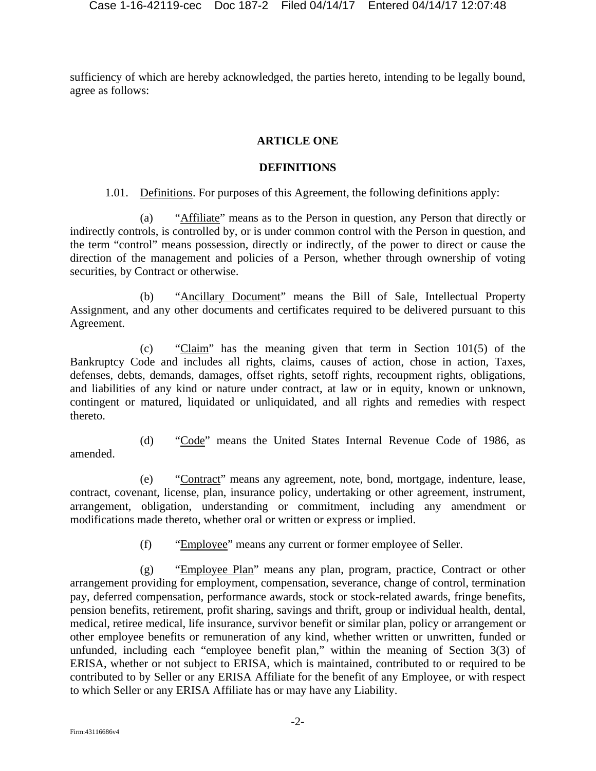sufficiency of which are hereby acknowledged, the parties hereto, intending to be legally bound, agree as follows:

## ARTICLE ONE

## DEFINITIONS

1.01. Definitions. For purposes of this Agreement, the following definitions apply:

(a) "Affiliate" means as to the Person in question, any Person that directly or indirectly controls, is controlled by, or is under common control with the Person in question, and the term "control" means possession, directly or indirectly, of the power to direct or cause the direction of the management and policies of a Person, whether through ownership of voting securities, by Contract or otherwise.

(b) "Ancillary Document" means the Bill of Sale, Intellectual Property Assignment, and any other documents and certificates required to be delivered pursuant to this Agreement.

(c) "Claim" has the meaning given that term in Section 101(5) of the Bankruptcy Code and includes all rights, claims, causes of action, chose in action, Taxes, defenses, debts, demands, damages, offset rights, setoff rights, recoupment rights, obligations, and liabilities of any kind or nature under contract, at law or in equity, known or unknown, contingent or matured, liquidated or unliquidated, and all rights and remedies with respect thereto.

(d) "Code" means the United States Internal Revenue Code of 1986, as amended.

(e) "Contract" means any agreement, note, bond, mortgage, indenture, lease, contract, covenant, license, plan, insurance policy, undertaking or other agreement, instrument, arrangement, obligation, understanding or commitment, including any amendment or modifications made thereto, whether oral or written or express or implied.

(f) "Employee" means any current or former employee of Seller.

(g) "Employee Plan" means any plan, program, practice, Contract or other arrangement providing for employment, compensation, severance, change of control, termination pay, deferred compensation, performance awards, stock or stock-related awards, fringe benefits, pension benefits, retirement, profit sharing, savings and thrift, group or individual health, dental, medical, retiree medical, life insurance, survivor benefit or similar plan, policy or arrangement or other employee benefits or remuneration of any kind, whether written or unwritten, funded or unfunded, including each "employee benefit plan," within the meaning of Section 3(3) of ERISA, whether or not subject to ERISA, which is maintained, contributed to or required to be contributed to by Seller or any ERISA Affiliate for the benefit of any Employee, or with respect to which Seller or any ERISA Affiliate has or may have any Liability.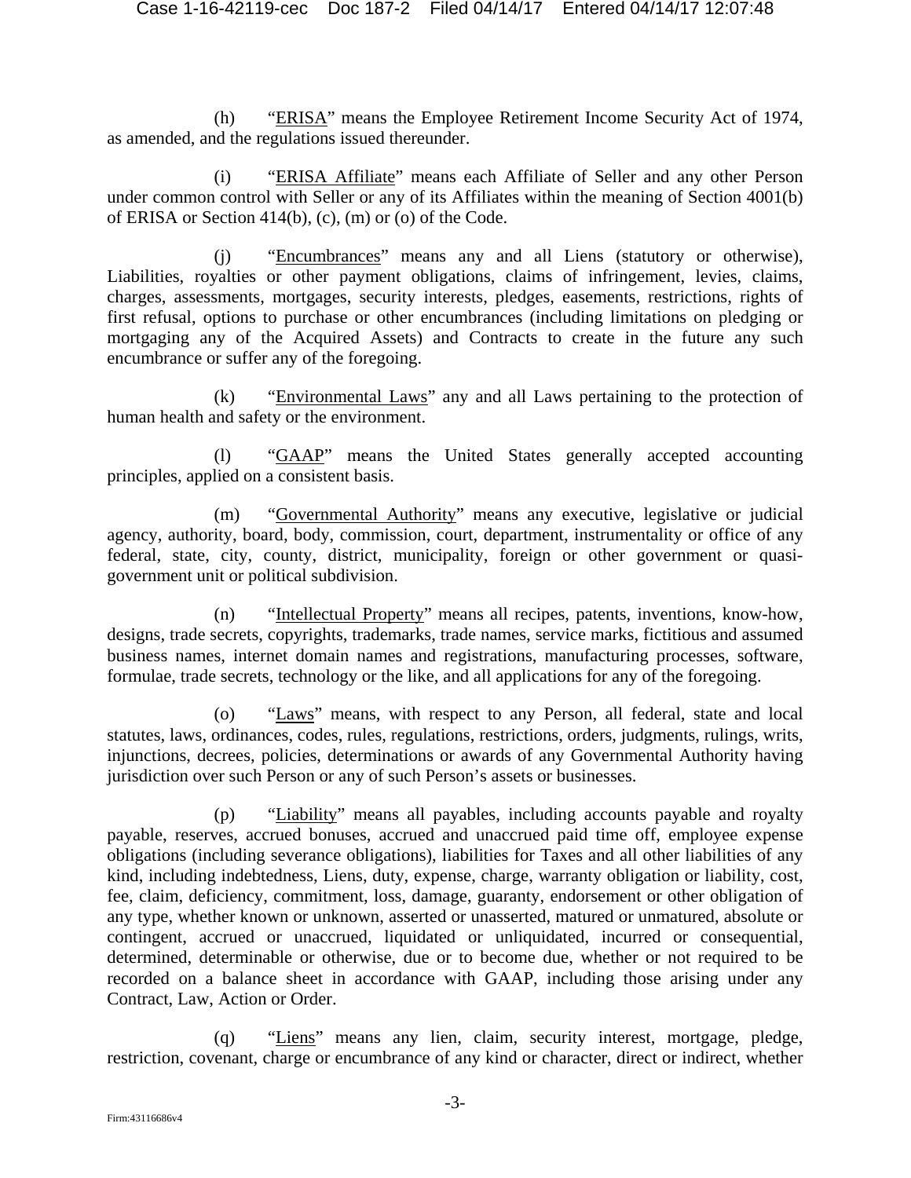(h) "ERISA" means the Employee Retirement Income Security Act of 1974, as amended, and the regulations issued thereunder.

(i) "ERISA Affiliate" means each Affiliate of Seller and any other Person under common control with Seller or any of its Affiliates within the meaning of Section 4001(b) of ERISA or Section 414(b), (c), (m) or (o) of the Code.

(j) "Encumbrances" means any and all Liens (statutory or otherwise), Liabilities, royalties or other payment obligations, claims of infringement, levies, claims, charges, assessments, mortgages, security interests, pledges, easements, restrictions, rights of first refusal, options to purchase or other encumbrances (including limitations on pledging or mortgaging any of the Acquired Assets) and Contracts to create in the future any such encumbrance or suffer any of the foregoing.

(k) "Environmental Laws" any and all Laws pertaining to the protection of human health and safety or the environment.

(l) "GAAP" means the United States generally accepted accounting principles, applied on a consistent basis.

(m) "Governmental Authority" means any executive, legislative or judicial agency, authority, board, body, commission, court, department, instrumentality or office of any federal, state, city, county, district, municipality, foreign or other government or quasi-government unit or political subdivision.

(n) "Intellectual Property" means all recipes, patents, inventions, know-how, designs, trade secrets, copyrights, trademarks, trade names, service marks, fictitious and assumed business names, internet domain names and registrations, manufacturing processes, software, formulae, trade secrets, technology or the like, and all applications for any of the foregoing.

(o) "Laws" means, with respect to any Person, all federal, state and local statutes, laws, ordinances, codes, rules, regulations, restrictions, orders, judgments, rulings, writs, injunctions, decrees, policies, determinations or awards of any Governmental Authority having jurisdiction over such Person or any of such Person's assets or businesses.

(p) "Liability" means all payables, including accounts payable and royalty payable, reserves, accrued bonuses, accrued and unaccrued paid time off, employee expense obligations (including severance obligations), liabilities for Taxes and all other liabilities of any kind, including indebtedness, Liens, duty, expense, charge, warranty obligation or liability, cost, fee, claim, deficiency, commitment, loss, damage, guaranty, endorsement or other obligation of any type, whether known or unknown, asserted or unasserted, matured or unmatured, absolute or contingent, accrued or unaccrued, liquidated or unliquidated, incurred or consequential, determined, determinable or otherwise, due or to become due, whether or not required to be recorded on a balance sheet in accordance with GAAP, including those arising under any Contract, Law, Action or Order.

(q) "Liens" means any lien, claim, security interest, mortgage, pledge, restriction, covenant, charge or encumbrance of any kind or character, direct or indirect, whether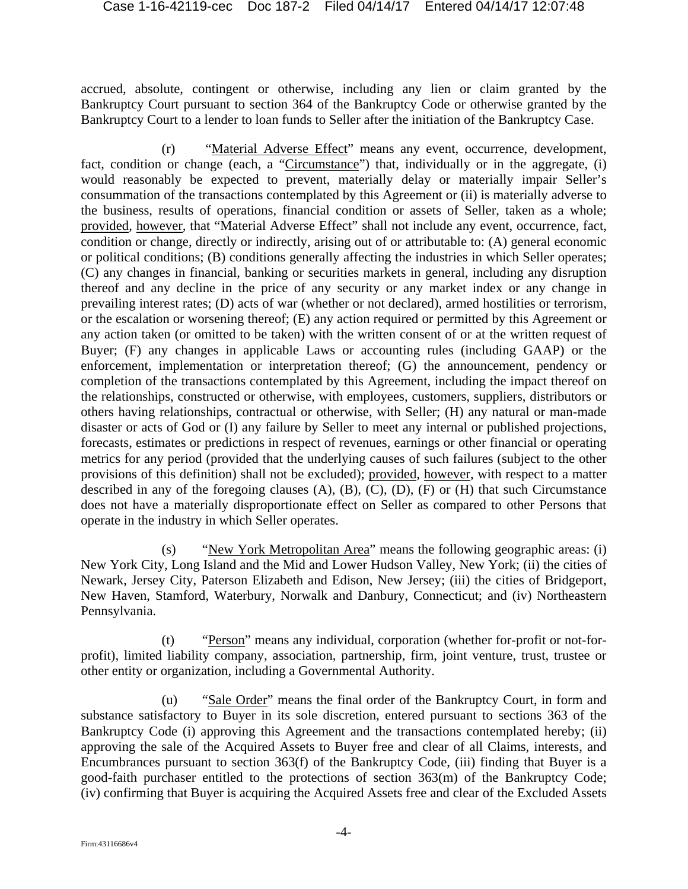accrued, absolute, contingent or otherwise, including any lien or claim granted by the Bankruptcy Court pursuant to section 364 of the Bankruptcy Code or otherwise granted by the Bankruptcy Court to a lender to loan funds to Seller after the initiation of the Bankruptcy Case.

(r) "Material Adverse Effect" means any event, occurrence, development, fact, condition or change (each, a "Circumstance") that, individually or in the aggregate, (i) would reasonably be expected to prevent, materially delay or materially impair Seller's consummation of the transactions contemplated by this Agreement or (ii) is materially adverse to the business, results of operations, financial condition or assets of Seller, taken as a whole; provided, however, that "Material Adverse Effect" shall not include any event, occurrence, fact, condition or change, directly or indirectly, arising out of or attributable to: (A) general economic or political conditions; (B) conditions generally affecting the industries in which Seller operates; (C) any changes in financial, banking or securities markets in general, including any disruption thereof and any decline in the price of any security or any market index or any change in prevailing interest rates; (D) acts of war (whether or not declared), armed hostilities or terrorism, or the escalation or worsening thereof; (E) any action required or permitted by this Agreement or any action taken (or omitted to be taken) with the written consent of or at the written request of Buyer; (F) any changes in applicable Laws or accounting rules (including GAAP) or the enforcement, implementation or interpretation thereof; (G) the announcement, pendency or completion of the transactions contemplated by this Agreement, including the impact thereof on the relationships, constructed or otherwise, with employees, customers, suppliers, distributors or others having relationships, contractual or otherwise, with Seller; (H) any natural or man-made disaster or acts of God or (I) any failure by Seller to meet any internal or published projections, forecasts, estimates or predictions in respect of revenues, earnings or other financial or operating metrics for any period (provided that the underlying causes of such failures (subject to the other provisions of this definition) shall not be excluded); provided, however, with respect to a matter described in any of the foregoing clauses (A), (B), (C), (D), (F) or (H) that such Circumstance does not have a materially disproportionate effect on Seller as compared to other Persons that operate in the industry in which Seller operates.

(s) "New York Metropolitan Area" means the following geographic areas: (i) New York City, Long Island and the Mid and Lower Hudson Valley, New York; (ii) the cities of Newark, Jersey City, Paterson Elizabeth and Edison, New Jersey; (iii) the cities of Bridgeport, New Haven, Stamford, Waterbury, Norwalk and Danbury, Connecticut; and (iv) Northeastern Pennsylvania.

(t) "Person" means any individual, corporation (whether for-profit or not-for-profit), limited liability company, association, partnership, firm, joint venture, trust, trustee or other entity or organization, including a Governmental Authority.

(u) "Sale Order" means the final order of the Bankruptcy Court, in form and substance satisfactory to Buyer in its sole discretion, entered pursuant to sections 363 of the Bankruptcy Code (i) approving this Agreement and the transactions contemplated hereby; (ii) approving the sale of the Acquired Assets to Buyer free and clear of all Claims, interests, and Encumbrances pursuant to section 363(f) of the Bankruptcy Code, (iii) finding that Buyer is a good-faith purchaser entitled to the protections of section 363(m) of the Bankruptcy Code; (iv) confirming that Buyer is acquiring the Acquired Assets free and clear of the Excluded Assets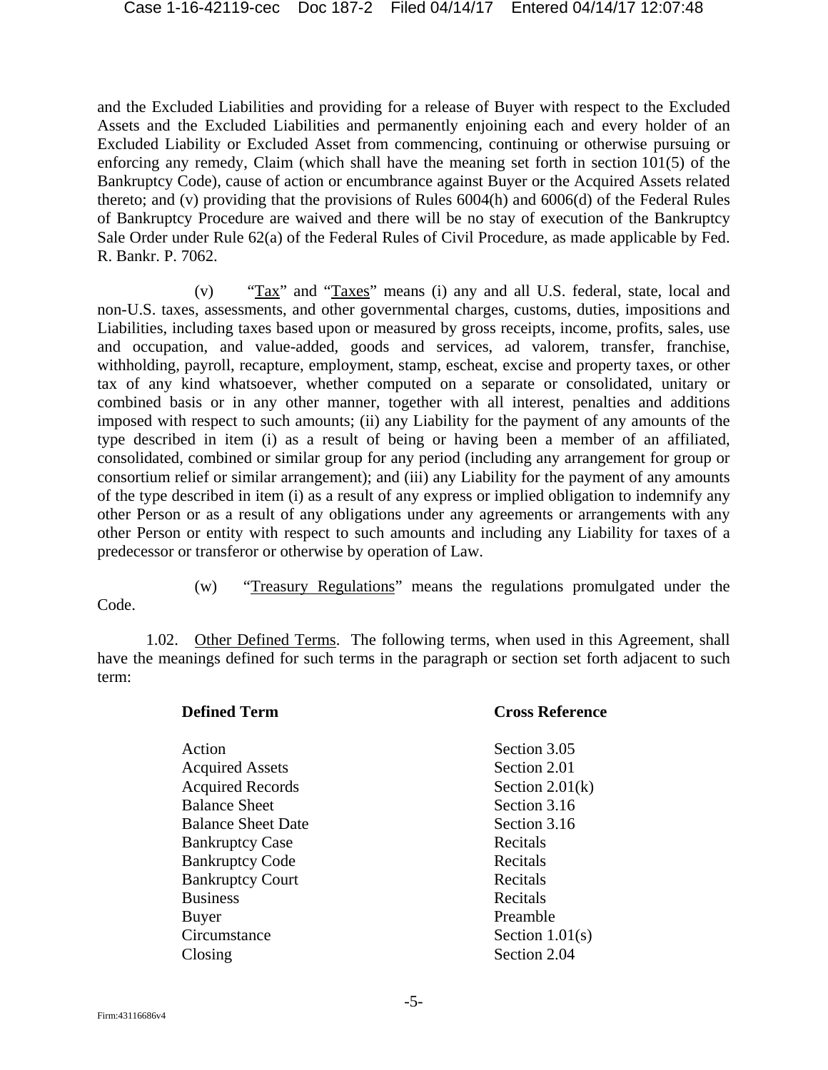and the Excluded Liabilities and providing for a release of Buyer with respect to the Excluded Assets and the Excluded Liabilities and permanently enjoining each and every holder of an Excluded Liability or Excluded Asset from commencing, continuing or otherwise pursuing or enforcing any remedy, Claim (which shall have the meaning set forth in section 101(5) of the Bankruptcy Code), cause of action or encumbrance against Buyer or the Acquired Assets related thereto; and (v) providing that the provisions of Rules 6004(h) and 6006(d) of the Federal Rules of Bankruptcy Procedure are waived and there will be no stay of execution of the Bankruptcy Sale Order under Rule 62(a) of the Federal Rules of Civil Procedure, as made applicable by Fed. R. Bankr. P. 7062.

(v) "Tax" and "Taxes" means (i) any and all U.S. federal, state, local and non-U.S. taxes, assessments, and other governmental charges, customs, duties, impositions and Liabilities, including taxes based upon or measured by gross receipts, income, profits, sales, use and occupation, and value-added, goods and services, ad valorem, transfer, franchise, withholding, payroll, recapture, employment, stamp, escheat, excise and property taxes, or other tax of any kind whatsoever, whether computed on a separate or consolidated, unitary or combined basis or in any other manner, together with all interest, penalties and additions imposed with respect to such amounts; (ii) any Liability for the payment of any amounts of the type described in item (i) as a result of being or having been a member of an affiliated, consolidated, combined or similar group for any period (including any arrangement for group or consortium relief or similar arrangement); and (iii) any Liability for the payment of any amounts of the type described in item (i) as a result of any express or implied obligation to indemnify any other Person or as a result of any obligations under any agreements or arrangements with any other Person or entity with respect to such amounts and including any Liability for taxes of a predecessor or transferor or otherwise by operation of Law.

(w) "Treasury Regulations" means the regulations promulgated under the Code.

1.02. Other Defined Terms. The following terms, when used in this Agreement, shall have the meanings defined for such terms in the paragraph or section set forth adjacent to such term:

| Defined Term | Cross Reference |
|---|---|
| Action | Section 3.05 |
| Acquired Assets | Section 2.01 |
| Acquired Records | Section 2.01(k) |
| Balance Sheet | Section 3.16 |
| Balance Sheet Date | Section 3.16 |
| Bankruptcy Case | Recitals |
| Bankruptcy Code | Recitals |
| Bankruptcy Court | Recitals |
| Business | Recitals |
| Buyer | Preamble |
| Circumstance | Section 1.01(s) |
| Closing | Section 2.04 |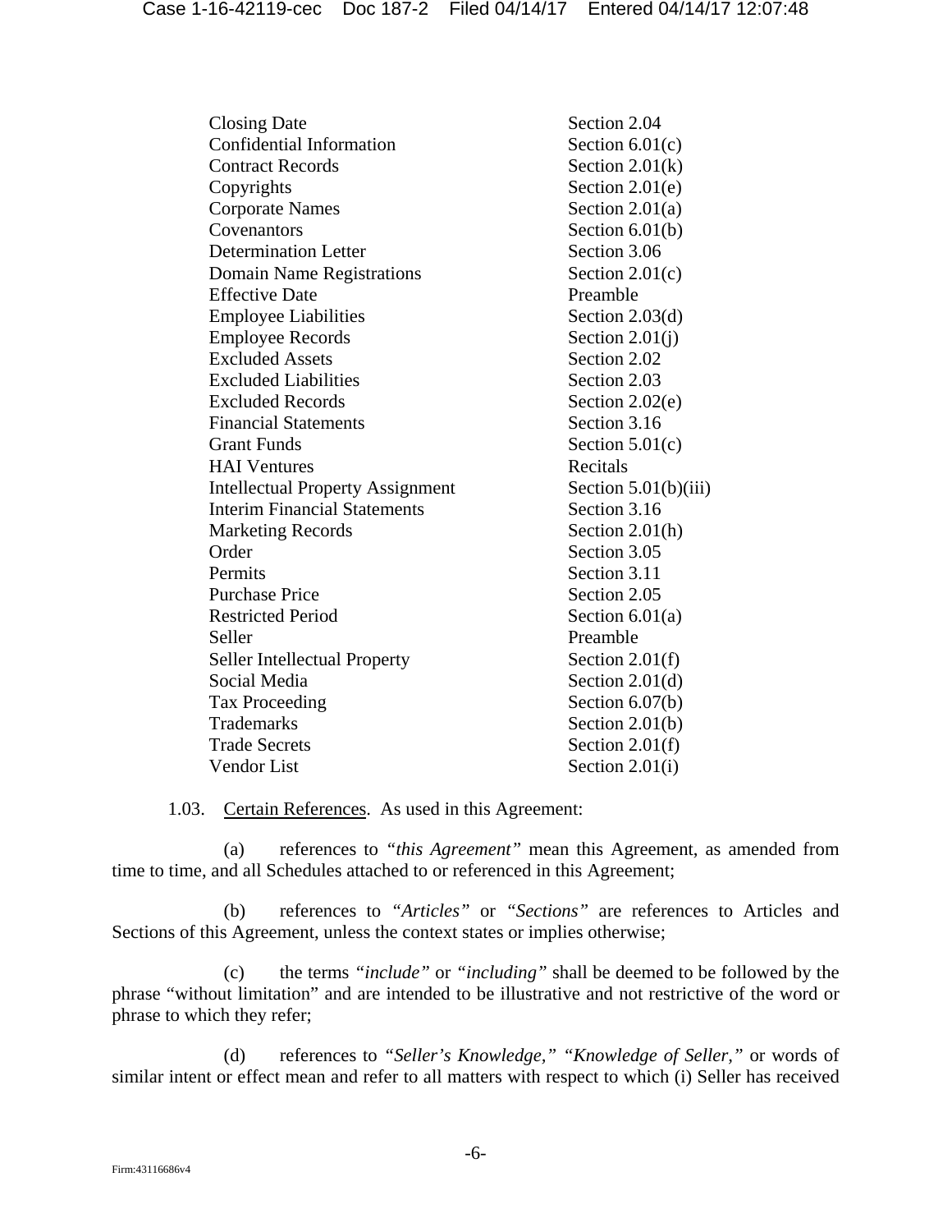| | |
|---|---|
| Closing Date | Section 2.04 |
| Confidential Information | Section 6.01(c) |
| Contract Records | Section 2.01(k) |
| Copyrights | Section 2.01(e) |
| Corporate Names | Section 2.01(a) |
| Covenantors | Section 6.01(b) |
| Determination Letter | Section 3.06 |
| Domain Name Registrations | Section 2.01(c) |
| Effective Date | Preamble |
| Employee Liabilities | Section 2.03(d) |
| Employee Records | Section 2.01(j) |
| Excluded Assets | Section 2.02 |
| Excluded Liabilities | Section 2.03 |
| Excluded Records | Section 2.02(e) |
| Financial Statements | Section 3.16 |
| Grant Funds | Section 5.01(c) |
| HAI Ventures | Recitals |
| Intellectual Property Assignment | Section 5.01(b)(iii) |
| Interim Financial Statements | Section 3.16 |
| Marketing Records | Section 2.01(h) |
| Order | Section 3.05 |
| Permits | Section 3.11 |
| Purchase Price | Section 2.05 |
| Restricted Period | Section 6.01(a) |
| Seller | Preamble |
| Seller Intellectual Property | Section 2.01(f) |
| Social Media | Section 2.01(d) |
| Tax Proceeding | Section 6.07(b) |
| Trademarks | Section 2.01(b) |
| Trade Secrets | Section 2.01(f) |
| Vendor List | Section 2.01(i) |

1.03. Certain References. As used in this Agreement:

(a) references to *"this Agreement"* mean this Agreement, as amended from time to time, and all Schedules attached to or referenced in this Agreement;

(b) references to *"Articles"* or *"Sections"* are references to Articles and Sections of this Agreement, unless the context states or implies otherwise;

(c) the terms *"include"* or *"including"* shall be deemed to be followed by the phrase "without limitation" and are intended to be illustrative and not restrictive of the word or phrase to which they refer;

(d) references to *"Seller's Knowledge," "Knowledge of Seller,"* or words of similar intent or effect mean and refer to all matters with respect to which (i) Seller has received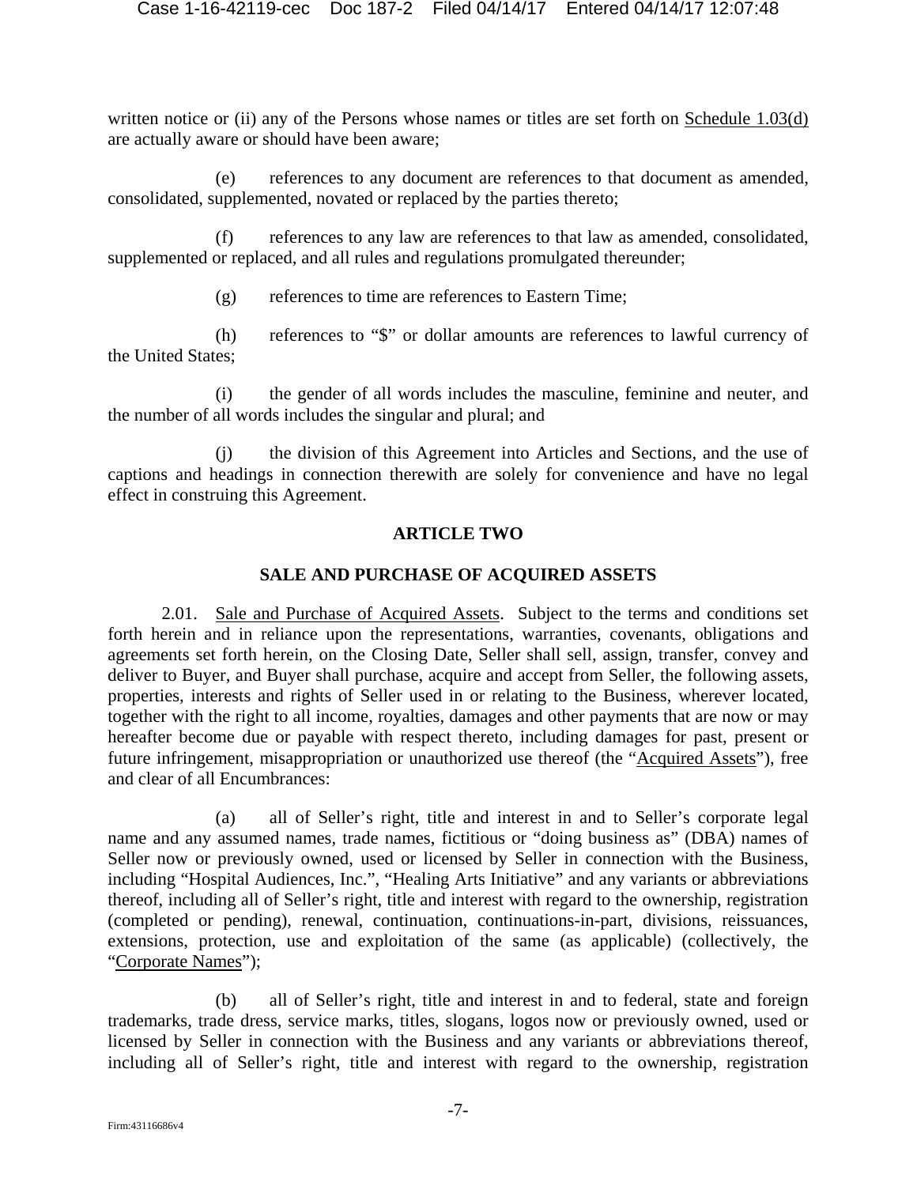written notice or (ii) any of the Persons whose names or titles are set forth on Schedule 1.03(d) are actually aware or should have been aware;

(e) references to any document are references to that document as amended, consolidated, supplemented, novated or replaced by the parties thereto;

(f) references to any law are references to that law as amended, consolidated, supplemented or replaced, and all rules and regulations promulgated thereunder;

(g) references to time are references to Eastern Time;

(h) references to "$" or dollar amounts are references to lawful currency of the United States;

(i) the gender of all words includes the masculine, feminine and neuter, and the number of all words includes the singular and plural; and

(j) the division of this Agreement into Articles and Sections, and the use of captions and headings in connection therewith are solely for convenience and have no legal effect in construing this Agreement.

## ARTICLE TWO

## SALE AND PURCHASE OF ACQUIRED ASSETS

2.01. Sale and Purchase of Acquired Assets. Subject to the terms and conditions set forth herein and in reliance upon the representations, warranties, covenants, obligations and agreements set forth herein, on the Closing Date, Seller shall sell, assign, transfer, convey and deliver to Buyer, and Buyer shall purchase, acquire and accept from Seller, the following assets, properties, interests and rights of Seller used in or relating to the Business, wherever located, together with the right to all income, royalties, damages and other payments that are now or may hereafter become due or payable with respect thereto, including damages for past, present or future infringement, misappropriation or unauthorized use thereof (the "Acquired Assets"), free and clear of all Encumbrances:

(a) all of Seller's right, title and interest in and to Seller's corporate legal name and any assumed names, trade names, fictitious or "doing business as" (DBA) names of Seller now or previously owned, used or licensed by Seller in connection with the Business, including "Hospital Audiences, Inc.", "Healing Arts Initiative" and any variants or abbreviations thereof, including all of Seller's right, title and interest with regard to the ownership, registration (completed or pending), renewal, continuation, continuations-in-part, divisions, reissuances, extensions, protection, use and exploitation of the same (as applicable) (collectively, the "Corporate Names");

(b) all of Seller's right, title and interest in and to federal, state and foreign trademarks, trade dress, service marks, titles, slogans, logos now or previously owned, used or licensed by Seller in connection with the Business and any variants or abbreviations thereof, including all of Seller's right, title and interest with regard to the ownership, registration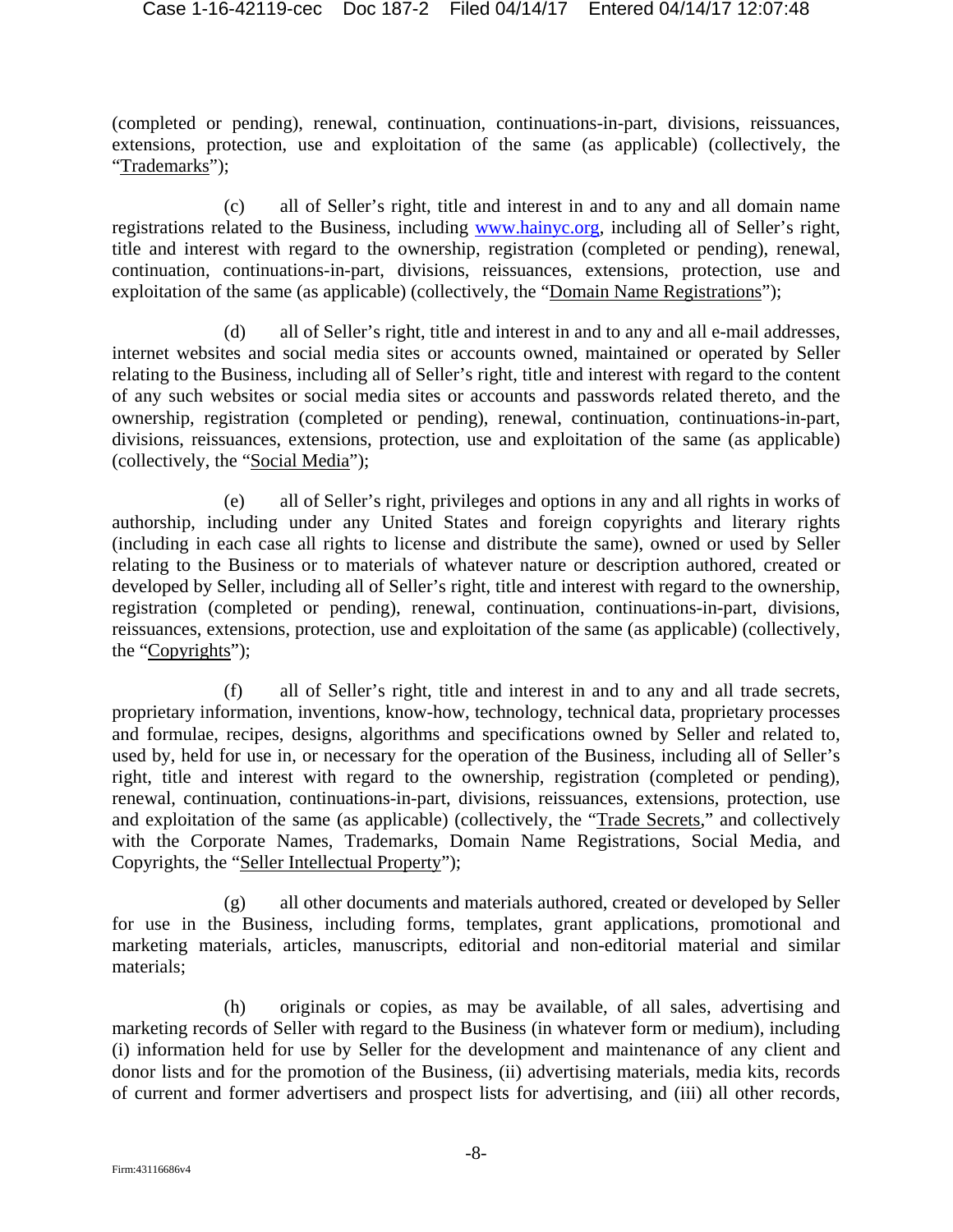(completed or pending), renewal, continuation, continuations-in-part, divisions, reissuances, extensions, protection, use and exploitation of the same (as applicable) (collectively, the "Trademarks");

(c) all of Seller's right, title and interest in and to any and all domain name registrations related to the Business, including www.hainyc.org, including all of Seller's right, title and interest with regard to the ownership, registration (completed or pending), renewal, continuation, continuations-in-part, divisions, reissuances, extensions, protection, use and exploitation of the same (as applicable) (collectively, the "Domain Name Registrations");

(d) all of Seller's right, title and interest in and to any and all e-mail addresses, internet websites and social media sites or accounts owned, maintained or operated by Seller relating to the Business, including all of Seller's right, title and interest with regard to the content of any such websites or social media sites or accounts and passwords related thereto, and the ownership, registration (completed or pending), renewal, continuation, continuations-in-part, divisions, reissuances, extensions, protection, use and exploitation of the same (as applicable) (collectively, the "Social Media");

(e) all of Seller's right, privileges and options in any and all rights in works of authorship, including under any United States and foreign copyrights and literary rights (including in each case all rights to license and distribute the same), owned or used by Seller relating to the Business or to materials of whatever nature or description authored, created or developed by Seller, including all of Seller's right, title and interest with regard to the ownership, registration (completed or pending), renewal, continuation, continuations-in-part, divisions, reissuances, extensions, protection, use and exploitation of the same (as applicable) (collectively, the "Copyrights");

(f) all of Seller's right, title and interest in and to any and all trade secrets, proprietary information, inventions, know-how, technology, technical data, proprietary processes and formulae, recipes, designs, algorithms and specifications owned by Seller and related to, used by, held for use in, or necessary for the operation of the Business, including all of Seller's right, title and interest with regard to the ownership, registration (completed or pending), renewal, continuation, continuations-in-part, divisions, reissuances, extensions, protection, use and exploitation of the same (as applicable) (collectively, the "Trade Secrets," and collectively with the Corporate Names, Trademarks, Domain Name Registrations, Social Media, and Copyrights, the "Seller Intellectual Property");

(g) all other documents and materials authored, created or developed by Seller for use in the Business, including forms, templates, grant applications, promotional and marketing materials, articles, manuscripts, editorial and non-editorial material and similar materials;

(h) originals or copies, as may be available, of all sales, advertising and marketing records of Seller with regard to the Business (in whatever form or medium), including (i) information held for use by Seller for the development and maintenance of any client and donor lists and for the promotion of the Business, (ii) advertising materials, media kits, records of current and former advertisers and prospect lists for advertising, and (iii) all other records,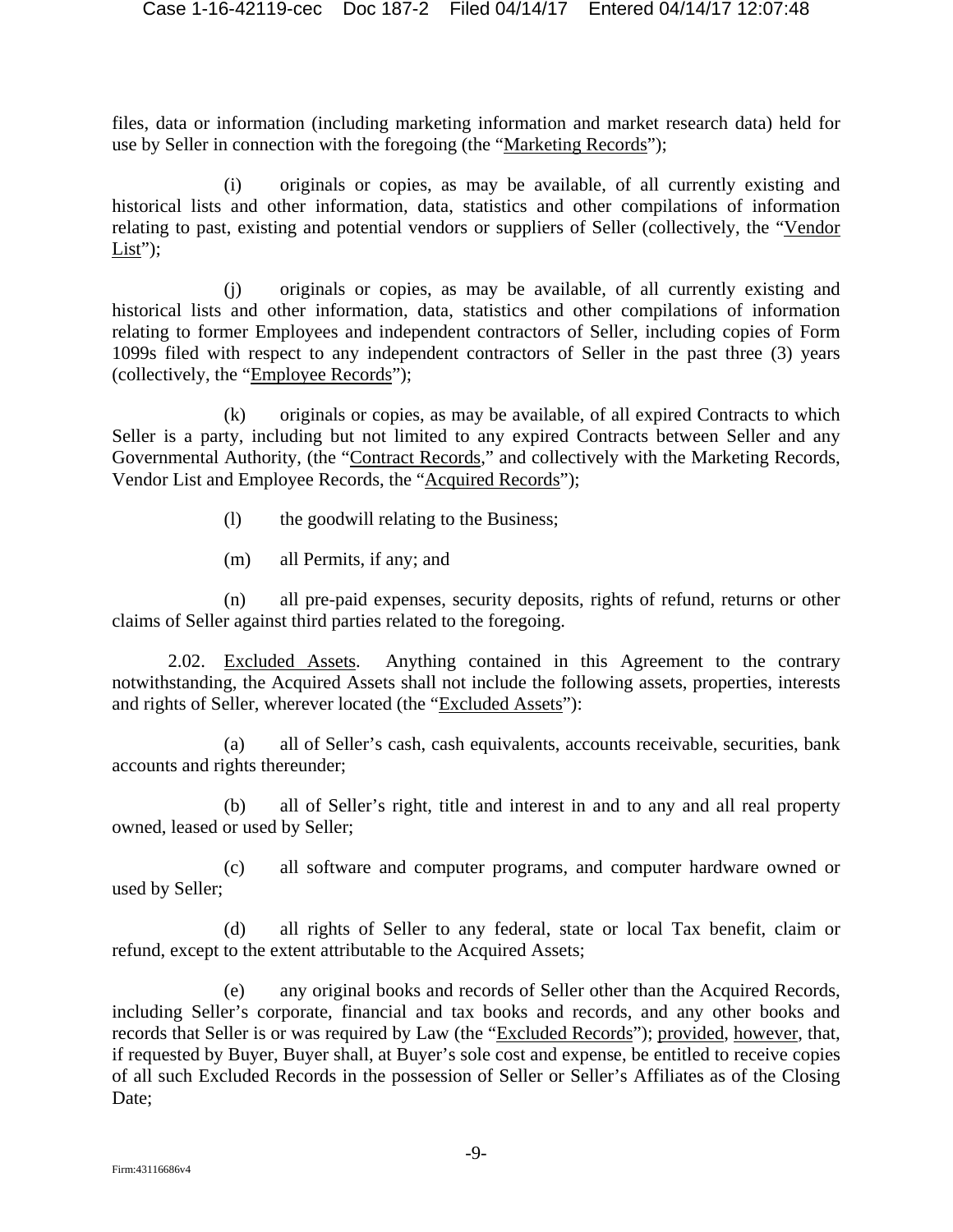files, data or information (including marketing information and market research data) held for use by Seller in connection with the foregoing (the "Marketing Records");

(i) originals or copies, as may be available, of all currently existing and historical lists and other information, data, statistics and other compilations of information relating to past, existing and potential vendors or suppliers of Seller (collectively, the "Vendor List");

(j) originals or copies, as may be available, of all currently existing and historical lists and other information, data, statistics and other compilations of information relating to former Employees and independent contractors of Seller, including copies of Form 1099s filed with respect to any independent contractors of Seller in the past three (3) years (collectively, the "Employee Records");

(k) originals or copies, as may be available, of all expired Contracts to which Seller is a party, including but not limited to any expired Contracts between Seller and any Governmental Authority, (the "Contract Records," and collectively with the Marketing Records, Vendor List and Employee Records, the "Acquired Records");

(l) the goodwill relating to the Business;

(m) all Permits, if any; and

(n) all pre-paid expenses, security deposits, rights of refund, returns or other claims of Seller against third parties related to the foregoing.

2.02. Excluded Assets. Anything contained in this Agreement to the contrary notwithstanding, the Acquired Assets shall not include the following assets, properties, interests and rights of Seller, wherever located (the "Excluded Assets"):

(a) all of Seller's cash, cash equivalents, accounts receivable, securities, bank accounts and rights thereunder;

(b) all of Seller's right, title and interest in and to any and all real property owned, leased or used by Seller;

(c) all software and computer programs, and computer hardware owned or used by Seller;

(d) all rights of Seller to any federal, state or local Tax benefit, claim or refund, except to the extent attributable to the Acquired Assets;

(e) any original books and records of Seller other than the Acquired Records, including Seller's corporate, financial and tax books and records, and any other books and records that Seller is or was required by Law (the "Excluded Records"); provided, however, that, if requested by Buyer, Buyer shall, at Buyer's sole cost and expense, be entitled to receive copies of all such Excluded Records in the possession of Seller or Seller's Affiliates as of the Closing Date;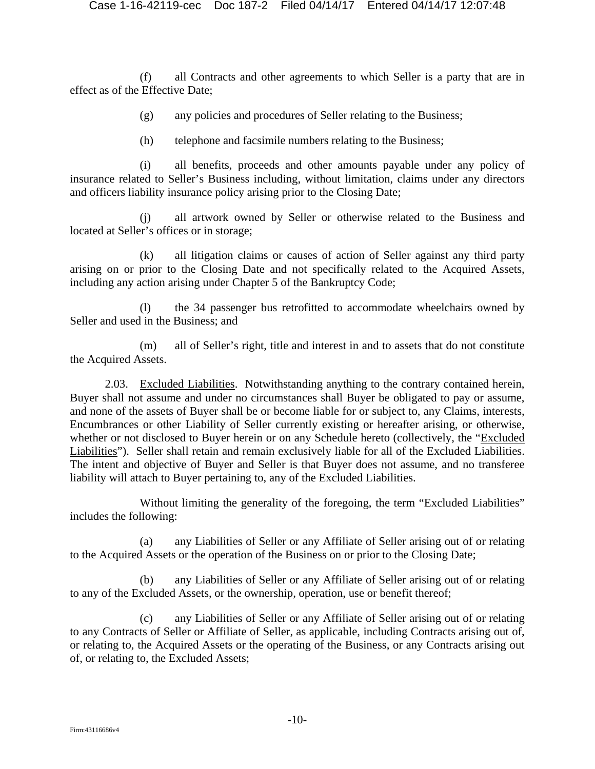(f) all Contracts and other agreements to which Seller is a party that are in effect as of the Effective Date;

(g) any policies and procedures of Seller relating to the Business;

(h) telephone and facsimile numbers relating to the Business;

(i) all benefits, proceeds and other amounts payable under any policy of insurance related to Seller's Business including, without limitation, claims under any directors and officers liability insurance policy arising prior to the Closing Date;

(j) all artwork owned by Seller or otherwise related to the Business and located at Seller's offices or in storage;

(k) all litigation claims or causes of action of Seller against any third party arising on or prior to the Closing Date and not specifically related to the Acquired Assets, including any action arising under Chapter 5 of the Bankruptcy Code;

(l) the 34 passenger bus retrofitted to accommodate wheelchairs owned by Seller and used in the Business; and

(m) all of Seller's right, title and interest in and to assets that do not constitute the Acquired Assets.

2.03. Excluded Liabilities. Notwithstanding anything to the contrary contained herein, Buyer shall not assume and under no circumstances shall Buyer be obligated to pay or assume, and none of the assets of Buyer shall be or become liable for or subject to, any Claims, interests, Encumbrances or other Liability of Seller currently existing or hereafter arising, or otherwise, whether or not disclosed to Buyer herein or on any Schedule hereto (collectively, the "Excluded Liabilities"). Seller shall retain and remain exclusively liable for all of the Excluded Liabilities. The intent and objective of Buyer and Seller is that Buyer does not assume, and no transferee liability will attach to Buyer pertaining to, any of the Excluded Liabilities.

Without limiting the generality of the foregoing, the term "Excluded Liabilities" includes the following:

(a) any Liabilities of Seller or any Affiliate of Seller arising out of or relating to the Acquired Assets or the operation of the Business on or prior to the Closing Date;

(b) any Liabilities of Seller or any Affiliate of Seller arising out of or relating to any of the Excluded Assets, or the ownership, operation, use or benefit thereof;

(c) any Liabilities of Seller or any Affiliate of Seller arising out of or relating to any Contracts of Seller or Affiliate of Seller, as applicable, including Contracts arising out of, or relating to, the Acquired Assets or the operating of the Business, or any Contracts arising out of, or relating to, the Excluded Assets;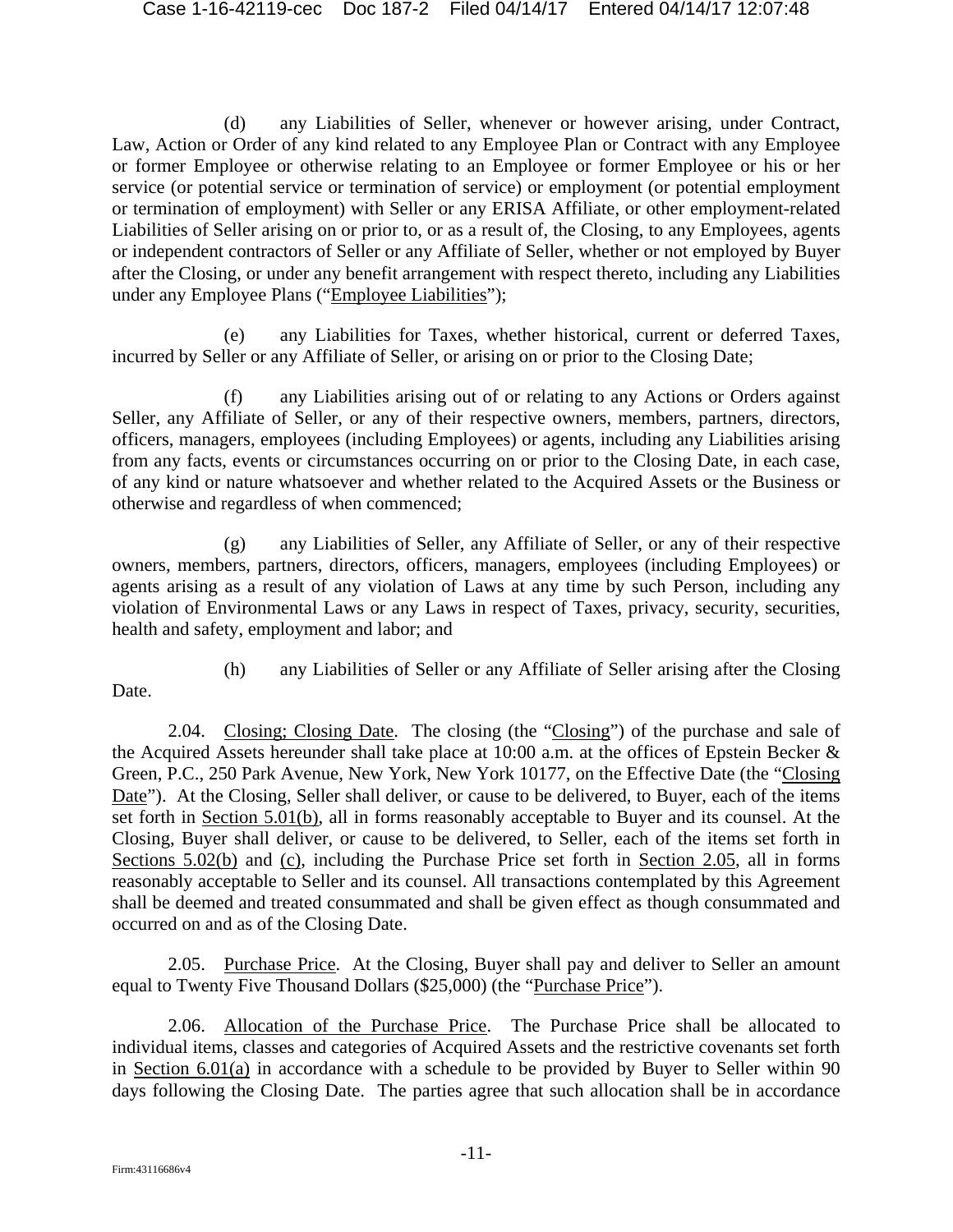(d) any Liabilities of Seller, whenever or however arising, under Contract, Law, Action or Order of any kind related to any Employee Plan or Contract with any Employee or former Employee or otherwise relating to an Employee or former Employee or his or her service (or potential service or termination of service) or employment (or potential employment or termination of employment) with Seller or any ERISA Affiliate, or other employment-related Liabilities of Seller arising on or prior to, or as a result of, the Closing, to any Employees, agents or independent contractors of Seller or any Affiliate of Seller, whether or not employed by Buyer after the Closing, or under any benefit arrangement with respect thereto, including any Liabilities under any Employee Plans ("Employee Liabilities");

(e) any Liabilities for Taxes, whether historical, current or deferred Taxes, incurred by Seller or any Affiliate of Seller, or arising on or prior to the Closing Date;

(f) any Liabilities arising out of or relating to any Actions or Orders against Seller, any Affiliate of Seller, or any of their respective owners, members, partners, directors, officers, managers, employees (including Employees) or agents, including any Liabilities arising from any facts, events or circumstances occurring on or prior to the Closing Date, in each case, of any kind or nature whatsoever and whether related to the Acquired Assets or the Business or otherwise and regardless of when commenced;

(g) any Liabilities of Seller, any Affiliate of Seller, or any of their respective owners, members, partners, directors, officers, managers, employees (including Employees) or agents arising as a result of any violation of Laws at any time by such Person, including any violation of Environmental Laws or any Laws in respect of Taxes, privacy, security, securities, health and safety, employment and labor; and

(h) any Liabilities of Seller or any Affiliate of Seller arising after the Closing Date.

2.04. Closing; Closing Date. The closing (the "Closing") of the purchase and sale of the Acquired Assets hereunder shall take place at 10:00 a.m. at the offices of Epstein Becker & Green, P.C., 250 Park Avenue, New York, New York 10177, on the Effective Date (the "Closing Date"). At the Closing, Seller shall deliver, or cause to be delivered, to Buyer, each of the items set forth in Section 5.01(b), all in forms reasonably acceptable to Buyer and its counsel. At the Closing, Buyer shall deliver, or cause to be delivered, to Seller, each of the items set forth in Sections 5.02(b) and (c), including the Purchase Price set forth in Section 2.05, all in forms reasonably acceptable to Seller and its counsel. All transactions contemplated by this Agreement shall be deemed and treated consummated and shall be given effect as though consummated and occurred on and as of the Closing Date.

2.05. Purchase Price. At the Closing, Buyer shall pay and deliver to Seller an amount equal to Twenty Five Thousand Dollars ($25,000) (the "Purchase Price").

2.06. Allocation of the Purchase Price. The Purchase Price shall be allocated to individual items, classes and categories of Acquired Assets and the restrictive covenants set forth in Section 6.01(a) in accordance with a schedule to be provided by Buyer to Seller within 90 days following the Closing Date. The parties agree that such allocation shall be in accordance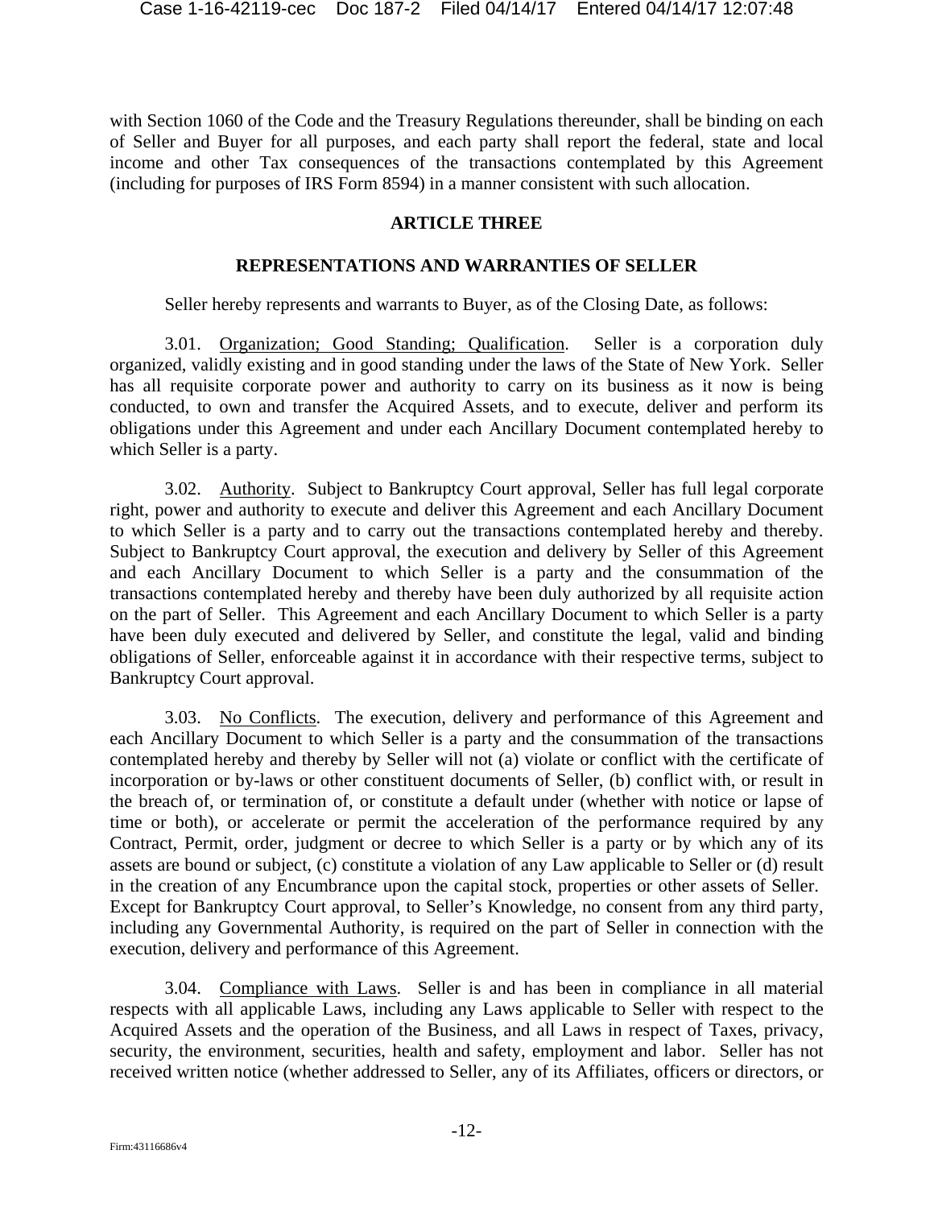with Section 1060 of the Code and the Treasury Regulations thereunder, shall be binding on each of Seller and Buyer for all purposes, and each party shall report the federal, state and local income and other Tax consequences of the transactions contemplated by this Agreement (including for purposes of IRS Form 8594) in a manner consistent with such allocation.

## ARTICLE THREE

## REPRESENTATIONS AND WARRANTIES OF SELLER

Seller hereby represents and warrants to Buyer, as of the Closing Date, as follows:

3.01. Organization; Good Standing; Qualification. Seller is a corporation duly organized, validly existing and in good standing under the laws of the State of New York. Seller has all requisite corporate power and authority to carry on its business as it now is being conducted, to own and transfer the Acquired Assets, and to execute, deliver and perform its obligations under this Agreement and under each Ancillary Document contemplated hereby to which Seller is a party.

3.02. Authority. Subject to Bankruptcy Court approval, Seller has full legal corporate right, power and authority to execute and deliver this Agreement and each Ancillary Document to which Seller is a party and to carry out the transactions contemplated hereby and thereby. Subject to Bankruptcy Court approval, the execution and delivery by Seller of this Agreement and each Ancillary Document to which Seller is a party and the consummation of the transactions contemplated hereby and thereby have been duly authorized by all requisite action on the part of Seller. This Agreement and each Ancillary Document to which Seller is a party have been duly executed and delivered by Seller, and constitute the legal, valid and binding obligations of Seller, enforceable against it in accordance with their respective terms, subject to Bankruptcy Court approval.

3.03. No Conflicts. The execution, delivery and performance of this Agreement and each Ancillary Document to which Seller is a party and the consummation of the transactions contemplated hereby and thereby by Seller will not (a) violate or conflict with the certificate of incorporation or by-laws or other constituent documents of Seller, (b) conflict with, or result in the breach of, or termination of, or constitute a default under (whether with notice or lapse of time or both), or accelerate or permit the acceleration of the performance required by any Contract, Permit, order, judgment or decree to which Seller is a party or by which any of its assets are bound or subject, (c) constitute a violation of any Law applicable to Seller or (d) result in the creation of any Encumbrance upon the capital stock, properties or other assets of Seller. Except for Bankruptcy Court approval, to Seller's Knowledge, no consent from any third party, including any Governmental Authority, is required on the part of Seller in connection with the execution, delivery and performance of this Agreement.

3.04. Compliance with Laws. Seller is and has been in compliance in all material respects with all applicable Laws, including any Laws applicable to Seller with respect to the Acquired Assets and the operation of the Business, and all Laws in respect of Taxes, privacy, security, the environment, securities, health and safety, employment and labor. Seller has not received written notice (whether addressed to Seller, any of its Affiliates, officers or directors, or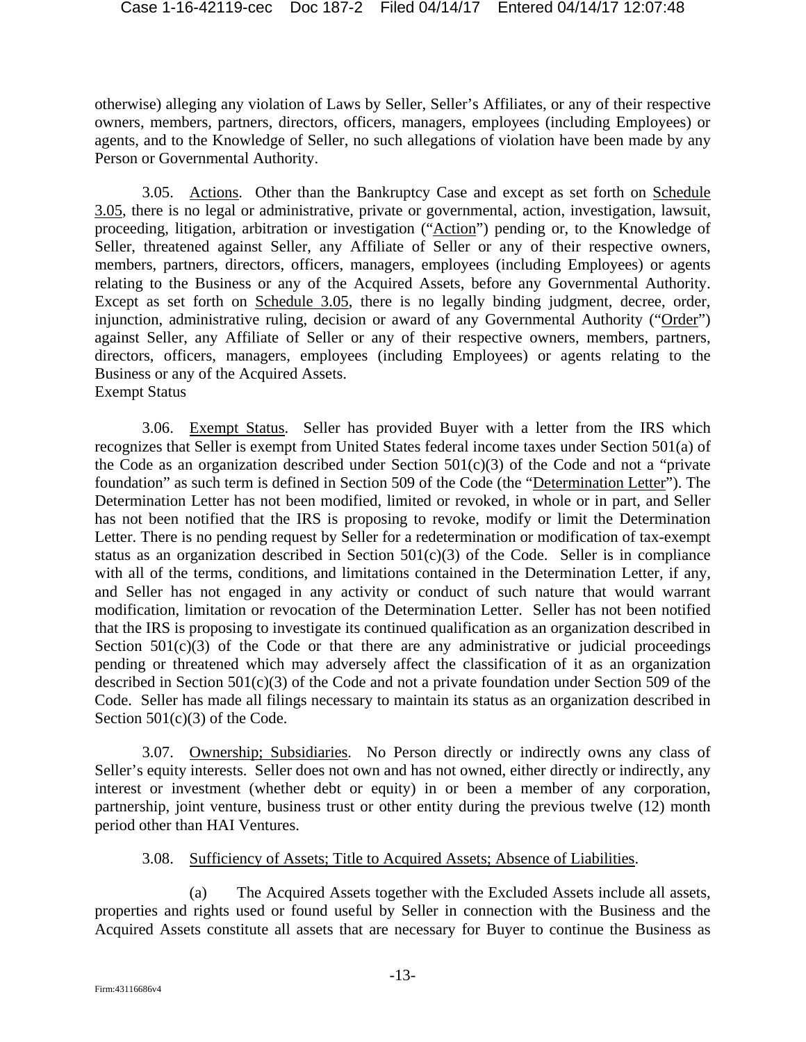otherwise) alleging any violation of Laws by Seller, Seller's Affiliates, or any of their respective owners, members, partners, directors, officers, managers, employees (including Employees) or agents, and to the Knowledge of Seller, no such allegations of violation have been made by any Person or Governmental Authority.

3.05. Actions. Other than the Bankruptcy Case and except as set forth on Schedule 3.05, there is no legal or administrative, private or governmental, action, investigation, lawsuit, proceeding, litigation, arbitration or investigation ("Action") pending or, to the Knowledge of Seller, threatened against Seller, any Affiliate of Seller or any of their respective owners, members, partners, directors, officers, managers, employees (including Employees) or agents relating to the Business or any of the Acquired Assets, before any Governmental Authority. Except as set forth on Schedule 3.05, there is no legally binding judgment, decree, order, injunction, administrative ruling, decision or award of any Governmental Authority ("Order") against Seller, any Affiliate of Seller or any of their respective owners, members, partners, directors, officers, managers, employees (including Employees) or agents relating to the Business or any of the Acquired Assets.
Exempt Status

3.06. Exempt Status. Seller has provided Buyer with a letter from the IRS which recognizes that Seller is exempt from United States federal income taxes under Section 501(a) of the Code as an organization described under Section 501(c)(3) of the Code and not a "private foundation" as such term is defined in Section 509 of the Code (the "Determination Letter"). The Determination Letter has not been modified, limited or revoked, in whole or in part, and Seller has not been notified that the IRS is proposing to revoke, modify or limit the Determination Letter. There is no pending request by Seller for a redetermination or modification of tax-exempt status as an organization described in Section 501(c)(3) of the Code. Seller is in compliance with all of the terms, conditions, and limitations contained in the Determination Letter, if any, and Seller has not engaged in any activity or conduct of such nature that would warrant modification, limitation or revocation of the Determination Letter. Seller has not been notified that the IRS is proposing to investigate its continued qualification as an organization described in Section 501(c)(3) of the Code or that there are any administrative or judicial proceedings pending or threatened which may adversely affect the classification of it as an organization described in Section 501(c)(3) of the Code and not a private foundation under Section 509 of the Code. Seller has made all filings necessary to maintain its status as an organization described in Section 501(c)(3) of the Code.

3.07. Ownership; Subsidiaries. No Person directly or indirectly owns any class of Seller's equity interests. Seller does not own and has not owned, either directly or indirectly, any interest or investment (whether debt or equity) in or been a member of any corporation, partnership, joint venture, business trust or other entity during the previous twelve (12) month period other than HAI Ventures.

3.08. Sufficiency of Assets; Title to Acquired Assets; Absence of Liabilities.

(a) The Acquired Assets together with the Excluded Assets include all assets, properties and rights used or found useful by Seller in connection with the Business and the Acquired Assets constitute all assets that are necessary for Buyer to continue the Business as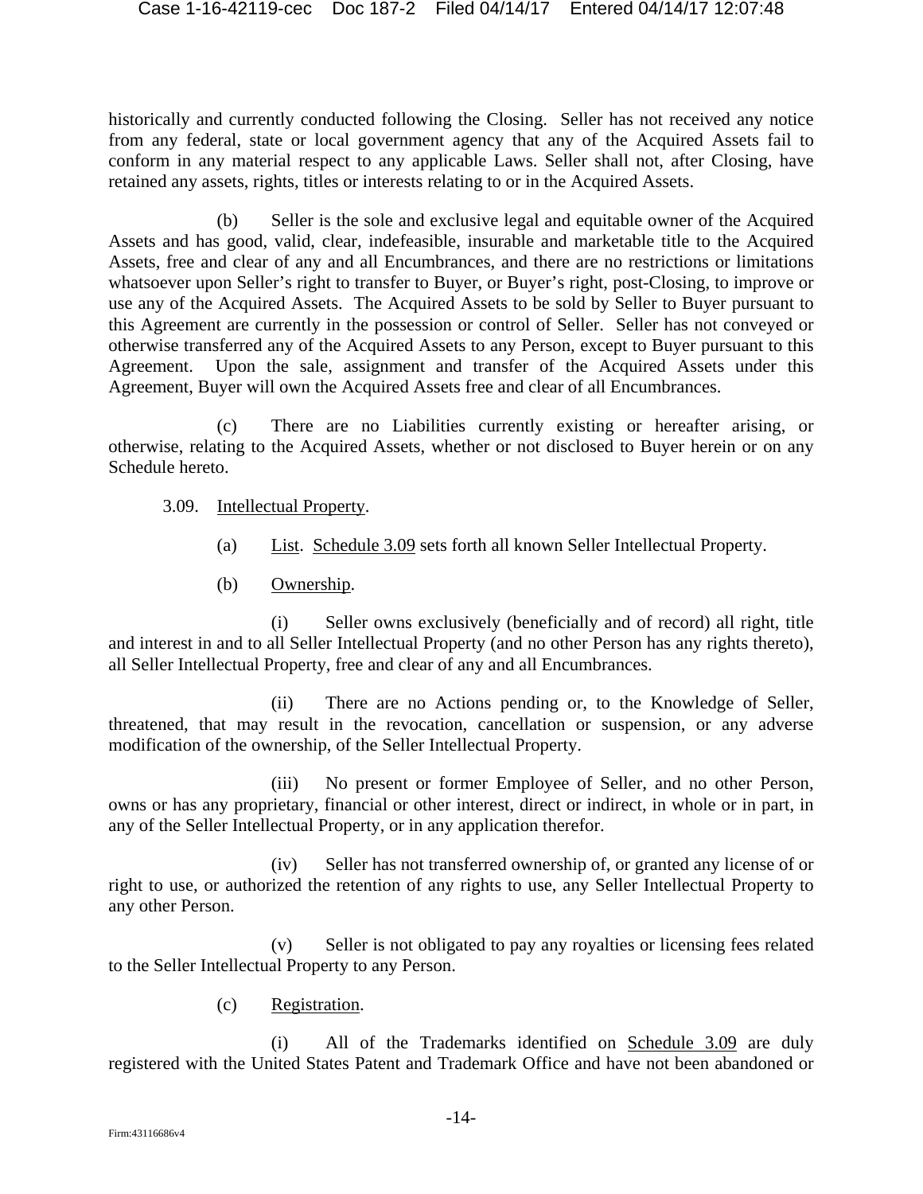historically and currently conducted following the Closing. Seller has not received any notice from any federal, state or local government agency that any of the Acquired Assets fail to conform in any material respect to any applicable Laws. Seller shall not, after Closing, have retained any assets, rights, titles or interests relating to or in the Acquired Assets.

(b) Seller is the sole and exclusive legal and equitable owner of the Acquired Assets and has good, valid, clear, indefeasible, insurable and marketable title to the Acquired Assets, free and clear of any and all Encumbrances, and there are no restrictions or limitations whatsoever upon Seller's right to transfer to Buyer, or Buyer's right, post-Closing, to improve or use any of the Acquired Assets. The Acquired Assets to be sold by Seller to Buyer pursuant to this Agreement are currently in the possession or control of Seller. Seller has not conveyed or otherwise transferred any of the Acquired Assets to any Person, except to Buyer pursuant to this Agreement. Upon the sale, assignment and transfer of the Acquired Assets under this Agreement, Buyer will own the Acquired Assets free and clear of all Encumbrances.

(c) There are no Liabilities currently existing or hereafter arising, or otherwise, relating to the Acquired Assets, whether or not disclosed to Buyer herein or on any Schedule hereto.

3.09. Intellectual Property.

(a) List. Schedule 3.09 sets forth all known Seller Intellectual Property.

(b) Ownership.

(i) Seller owns exclusively (beneficially and of record) all right, title and interest in and to all Seller Intellectual Property (and no other Person has any rights thereto), all Seller Intellectual Property, free and clear of any and all Encumbrances.

(ii) There are no Actions pending or, to the Knowledge of Seller, threatened, that may result in the revocation, cancellation or suspension, or any adverse modification of the ownership, of the Seller Intellectual Property.

(iii) No present or former Employee of Seller, and no other Person, owns or has any proprietary, financial or other interest, direct or indirect, in whole or in part, in any of the Seller Intellectual Property, or in any application therefor.

(iv) Seller has not transferred ownership of, or granted any license of or right to use, or authorized the retention of any rights to use, any Seller Intellectual Property to any other Person.

(v) Seller is not obligated to pay any royalties or licensing fees related to the Seller Intellectual Property to any Person.

(c) Registration.

(i) All of the Trademarks identified on Schedule 3.09 are duly registered with the United States Patent and Trademark Office and have not been abandoned or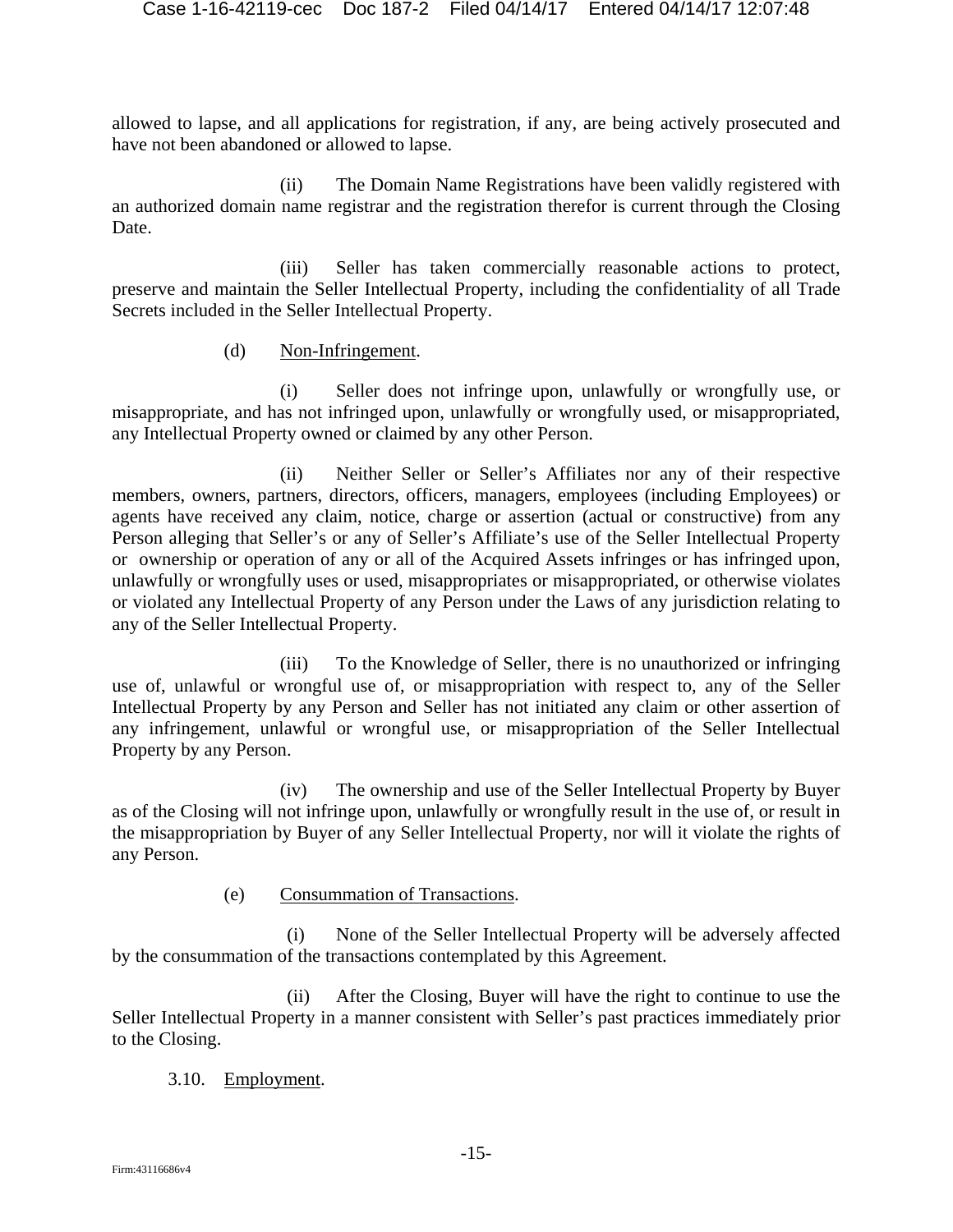allowed to lapse, and all applications for registration, if any, are being actively prosecuted and have not been abandoned or allowed to lapse.

(ii) The Domain Name Registrations have been validly registered with an authorized domain name registrar and the registration therefor is current through the Closing Date.

(iii) Seller has taken commercially reasonable actions to protect, preserve and maintain the Seller Intellectual Property, including the confidentiality of all Trade Secrets included in the Seller Intellectual Property.

(d) Non-Infringement.

(i) Seller does not infringe upon, unlawfully or wrongfully use, or misappropriate, and has not infringed upon, unlawfully or wrongfully used, or misappropriated, any Intellectual Property owned or claimed by any other Person.

(ii) Neither Seller or Seller's Affiliates nor any of their respective members, owners, partners, directors, officers, managers, employees (including Employees) or agents have received any claim, notice, charge or assertion (actual or constructive) from any Person alleging that Seller's or any of Seller's Affiliate's use of the Seller Intellectual Property or ownership or operation of any or all of the Acquired Assets infringes or has infringed upon, unlawfully or wrongfully uses or used, misappropriates or misappropriated, or otherwise violates or violated any Intellectual Property of any Person under the Laws of any jurisdiction relating to any of the Seller Intellectual Property.

(iii) To the Knowledge of Seller, there is no unauthorized or infringing use of, unlawful or wrongful use of, or misappropriation with respect to, any of the Seller Intellectual Property by any Person and Seller has not initiated any claim or other assertion of any infringement, unlawful or wrongful use, or misappropriation of the Seller Intellectual Property by any Person.

(iv) The ownership and use of the Seller Intellectual Property by Buyer as of the Closing will not infringe upon, unlawfully or wrongfully result in the use of, or result in the misappropriation by Buyer of any Seller Intellectual Property, nor will it violate the rights of any Person.

(e) Consummation of Transactions.

(i) None of the Seller Intellectual Property will be adversely affected by the consummation of the transactions contemplated by this Agreement.

(ii) After the Closing, Buyer will have the right to continue to use the Seller Intellectual Property in a manner consistent with Seller's past practices immediately prior to the Closing.

3.10. Employment.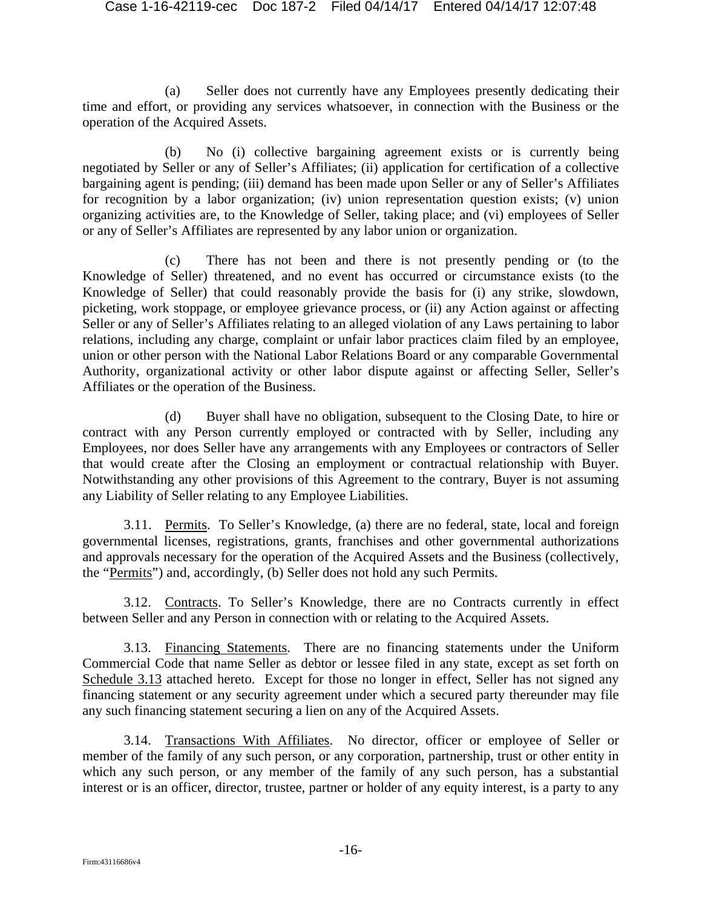(a) Seller does not currently have any Employees presently dedicating their time and effort, or providing any services whatsoever, in connection with the Business or the operation of the Acquired Assets.

(b) No (i) collective bargaining agreement exists or is currently being negotiated by Seller or any of Seller's Affiliates; (ii) application for certification of a collective bargaining agent is pending; (iii) demand has been made upon Seller or any of Seller's Affiliates for recognition by a labor organization; (iv) union representation question exists; (v) union organizing activities are, to the Knowledge of Seller, taking place; and (vi) employees of Seller or any of Seller's Affiliates are represented by any labor union or organization.

(c) There has not been and there is not presently pending or (to the Knowledge of Seller) threatened, and no event has occurred or circumstance exists (to the Knowledge of Seller) that could reasonably provide the basis for (i) any strike, slowdown, picketing, work stoppage, or employee grievance process, or (ii) any Action against or affecting Seller or any of Seller's Affiliates relating to an alleged violation of any Laws pertaining to labor relations, including any charge, complaint or unfair labor practices claim filed by an employee, union or other person with the National Labor Relations Board or any comparable Governmental Authority, organizational activity or other labor dispute against or affecting Seller, Seller's Affiliates or the operation of the Business.

(d) Buyer shall have no obligation, subsequent to the Closing Date, to hire or contract with any Person currently employed or contracted with by Seller, including any Employees, nor does Seller have any arrangements with any Employees or contractors of Seller that would create after the Closing an employment or contractual relationship with Buyer. Notwithstanding any other provisions of this Agreement to the contrary, Buyer is not assuming any Liability of Seller relating to any Employee Liabilities.

3.11. Permits. To Seller's Knowledge, (a) there are no federal, state, local and foreign governmental licenses, registrations, grants, franchises and other governmental authorizations and approvals necessary for the operation of the Acquired Assets and the Business (collectively, the "Permits") and, accordingly, (b) Seller does not hold any such Permits.

3.12. Contracts. To Seller's Knowledge, there are no Contracts currently in effect between Seller and any Person in connection with or relating to the Acquired Assets.

3.13. Financing Statements. There are no financing statements under the Uniform Commercial Code that name Seller as debtor or lessee filed in any state, except as set forth on Schedule 3.13 attached hereto. Except for those no longer in effect, Seller has not signed any financing statement or any security agreement under which a secured party thereunder may file any such financing statement securing a lien on any of the Acquired Assets.

3.14. Transactions With Affiliates. No director, officer or employee of Seller or member of the family of any such person, or any corporation, partnership, trust or other entity in which any such person, or any member of the family of any such person, has a substantial interest or is an officer, director, trustee, partner or holder of any equity interest, is a party to any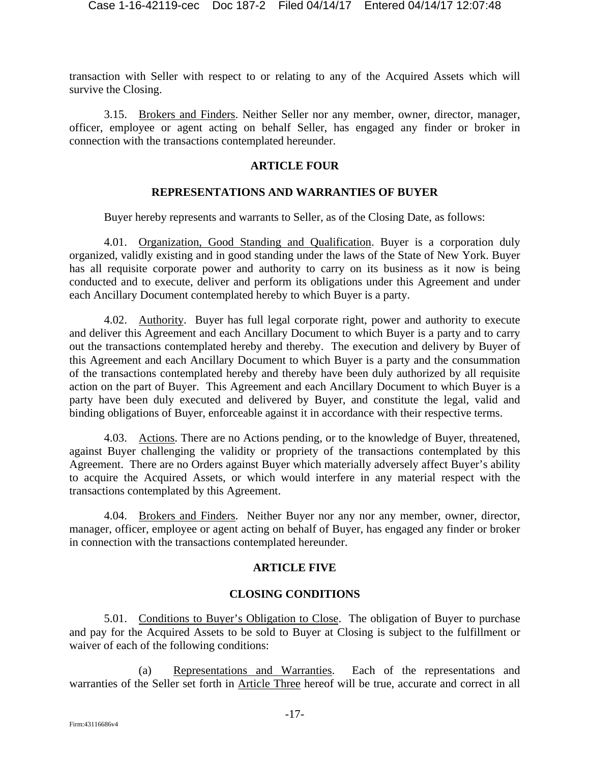transaction with Seller with respect to or relating to any of the Acquired Assets which will survive the Closing.

3.15. Brokers and Finders. Neither Seller nor any member, owner, director, manager, officer, employee or agent acting on behalf Seller, has engaged any finder or broker in connection with the transactions contemplated hereunder.

## ARTICLE FOUR

## REPRESENTATIONS AND WARRANTIES OF BUYER

Buyer hereby represents and warrants to Seller, as of the Closing Date, as follows:

4.01. Organization, Good Standing and Qualification. Buyer is a corporation duly organized, validly existing and in good standing under the laws of the State of New York. Buyer has all requisite corporate power and authority to carry on its business as it now is being conducted and to execute, deliver and perform its obligations under this Agreement and under each Ancillary Document contemplated hereby to which Buyer is a party.

4.02. Authority. Buyer has full legal corporate right, power and authority to execute and deliver this Agreement and each Ancillary Document to which Buyer is a party and to carry out the transactions contemplated hereby and thereby. The execution and delivery by Buyer of this Agreement and each Ancillary Document to which Buyer is a party and the consummation of the transactions contemplated hereby and thereby have been duly authorized by all requisite action on the part of Buyer. This Agreement and each Ancillary Document to which Buyer is a party have been duly executed and delivered by Buyer, and constitute the legal, valid and binding obligations of Buyer, enforceable against it in accordance with their respective terms.

4.03. Actions. There are no Actions pending, or to the knowledge of Buyer, threatened, against Buyer challenging the validity or propriety of the transactions contemplated by this Agreement. There are no Orders against Buyer which materially adversely affect Buyer's ability to acquire the Acquired Assets, or which would interfere in any material respect with the transactions contemplated by this Agreement.

4.04. Brokers and Finders. Neither Buyer nor any nor any member, owner, director, manager, officer, employee or agent acting on behalf of Buyer, has engaged any finder or broker in connection with the transactions contemplated hereunder.

## ARTICLE FIVE

## CLOSING CONDITIONS

5.01. Conditions to Buyer's Obligation to Close. The obligation of Buyer to purchase and pay for the Acquired Assets to be sold to Buyer at Closing is subject to the fulfillment or waiver of each of the following conditions:

(a) Representations and Warranties. Each of the representations and warranties of the Seller set forth in Article Three hereof will be true, accurate and correct in all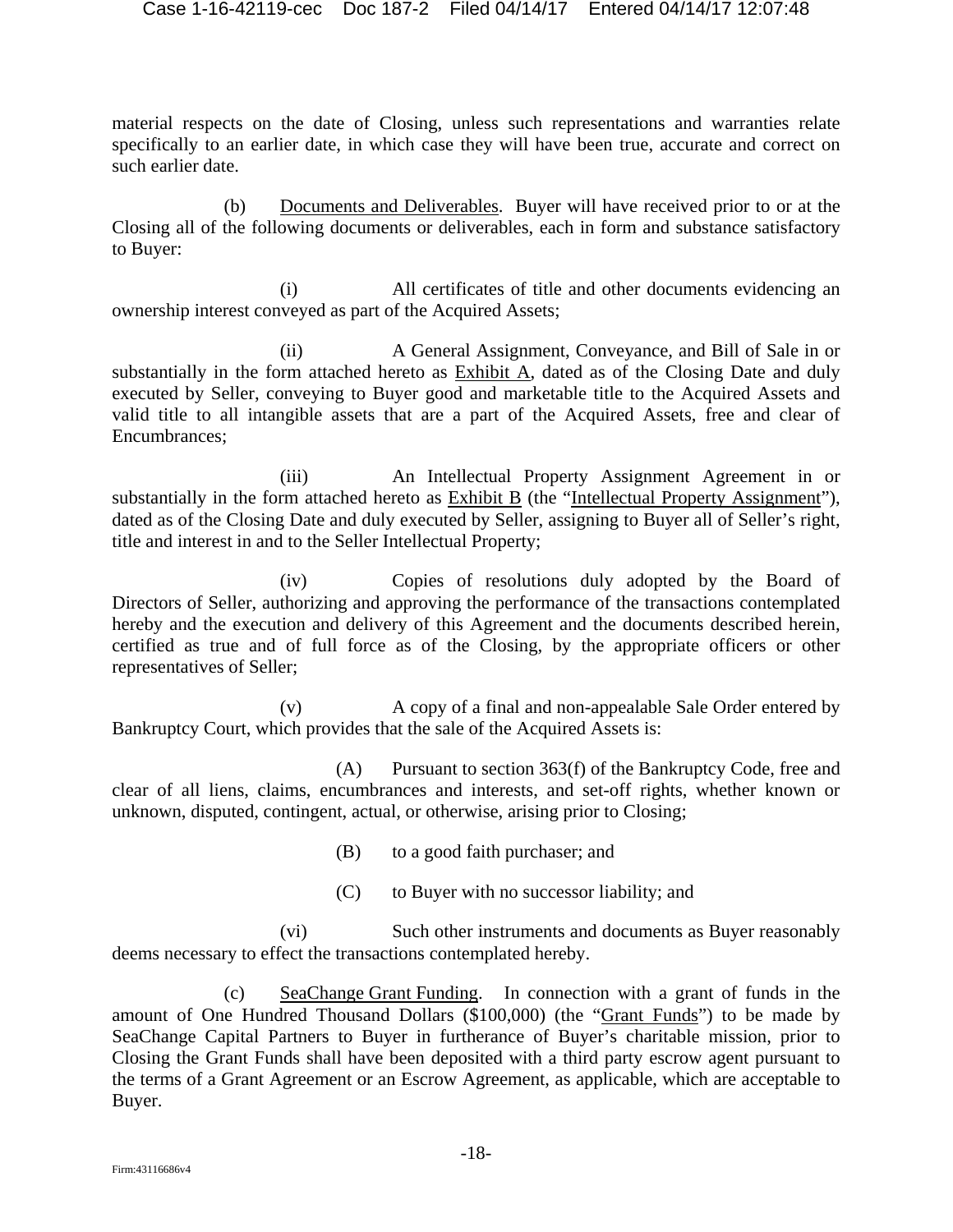material respects on the date of Closing, unless such representations and warranties relate specifically to an earlier date, in which case they will have been true, accurate and correct on such earlier date.

(b) Documents and Deliverables. Buyer will have received prior to or at the Closing all of the following documents or deliverables, each in form and substance satisfactory to Buyer:

(i) All certificates of title and other documents evidencing an ownership interest conveyed as part of the Acquired Assets;

(ii) A General Assignment, Conveyance, and Bill of Sale in or substantially in the form attached hereto as Exhibit A, dated as of the Closing Date and duly executed by Seller, conveying to Buyer good and marketable title to the Acquired Assets and valid title to all intangible assets that are a part of the Acquired Assets, free and clear of Encumbrances;

(iii) An Intellectual Property Assignment Agreement in or substantially in the form attached hereto as Exhibit B (the "Intellectual Property Assignment"), dated as of the Closing Date and duly executed by Seller, assigning to Buyer all of Seller's right, title and interest in and to the Seller Intellectual Property;

(iv) Copies of resolutions duly adopted by the Board of Directors of Seller, authorizing and approving the performance of the transactions contemplated hereby and the execution and delivery of this Agreement and the documents described herein, certified as true and of full force as of the Closing, by the appropriate officers or other representatives of Seller;

(v) A copy of a final and non-appealable Sale Order entered by Bankruptcy Court, which provides that the sale of the Acquired Assets is:

(A) Pursuant to section 363(f) of the Bankruptcy Code, free and clear of all liens, claims, encumbrances and interests, and set-off rights, whether known or unknown, disputed, contingent, actual, or otherwise, arising prior to Closing;

(B) to a good faith purchaser; and

(C) to Buyer with no successor liability; and

(vi) Such other instruments and documents as Buyer reasonably deems necessary to effect the transactions contemplated hereby.

(c) SeaChange Grant Funding. In connection with a grant of funds in the amount of One Hundred Thousand Dollars ($100,000) (the "Grant Funds") to be made by SeaChange Capital Partners to Buyer in furtherance of Buyer's charitable mission, prior to Closing the Grant Funds shall have been deposited with a third party escrow agent pursuant to the terms of a Grant Agreement or an Escrow Agreement, as applicable, which are acceptable to Buyer.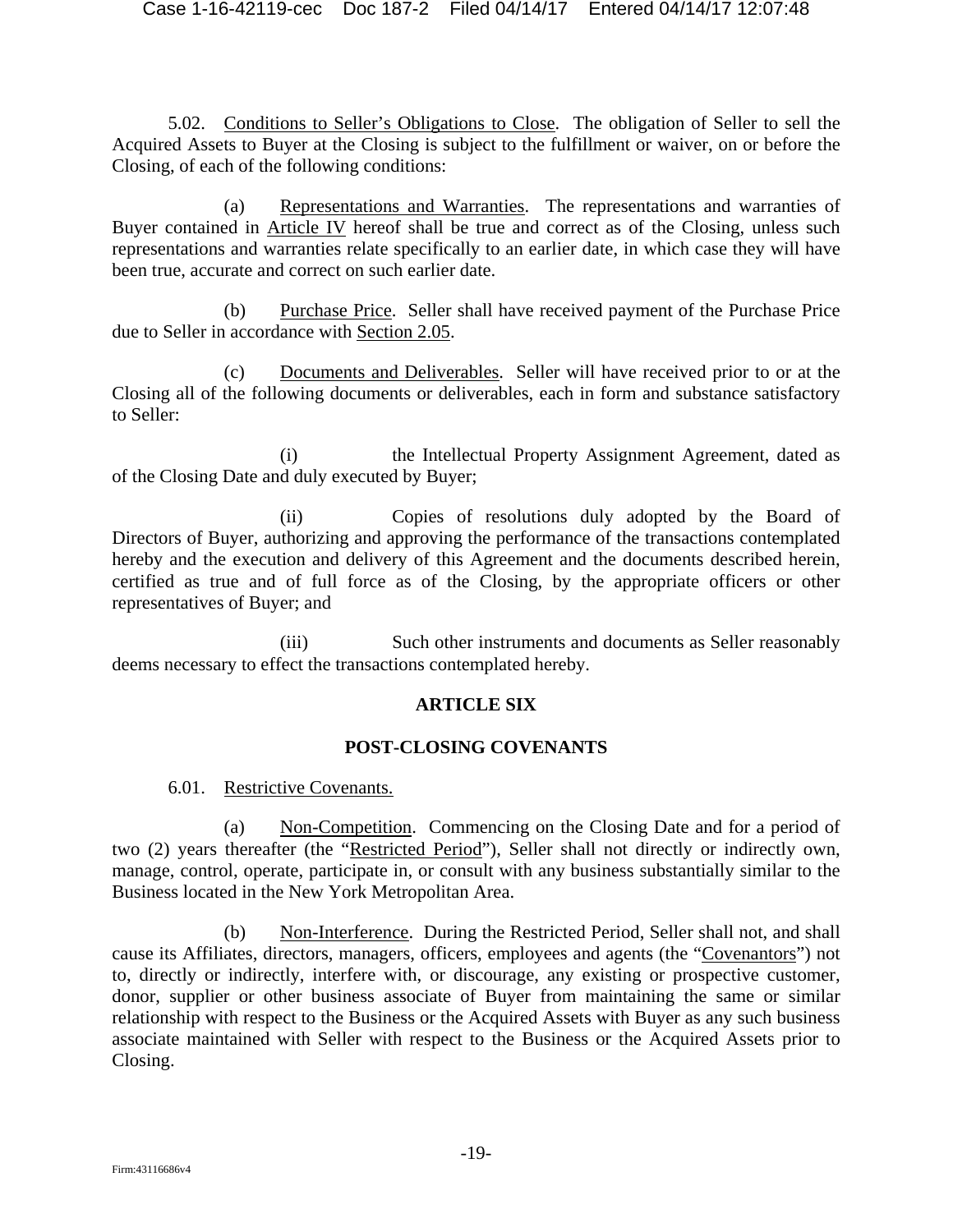5.02. Conditions to Seller's Obligations to Close. The obligation of Seller to sell the Acquired Assets to Buyer at the Closing is subject to the fulfillment or waiver, on or before the Closing, of each of the following conditions:

(a) Representations and Warranties. The representations and warranties of Buyer contained in Article IV hereof shall be true and correct as of the Closing, unless such representations and warranties relate specifically to an earlier date, in which case they will have been true, accurate and correct on such earlier date.

(b) Purchase Price. Seller shall have received payment of the Purchase Price due to Seller in accordance with Section 2.05.

(c) Documents and Deliverables. Seller will have received prior to or at the Closing all of the following documents or deliverables, each in form and substance satisfactory to Seller:

(i) the Intellectual Property Assignment Agreement, dated as of the Closing Date and duly executed by Buyer;

(ii) Copies of resolutions duly adopted by the Board of Directors of Buyer, authorizing and approving the performance of the transactions contemplated hereby and the execution and delivery of this Agreement and the documents described herein, certified as true and of full force as of the Closing, by the appropriate officers or other representatives of Buyer; and

(iii) Such other instruments and documents as Seller reasonably deems necessary to effect the transactions contemplated hereby.

## ARTICLE SIX

## POST-CLOSING COVENANTS

6.01. Restrictive Covenants.

(a) Non-Competition. Commencing on the Closing Date and for a period of two (2) years thereafter (the "Restricted Period"), Seller shall not directly or indirectly own, manage, control, operate, participate in, or consult with any business substantially similar to the Business located in the New York Metropolitan Area.

(b) Non-Interference. During the Restricted Period, Seller shall not, and shall cause its Affiliates, directors, managers, officers, employees and agents (the "Covenantors") not to, directly or indirectly, interfere with, or discourage, any existing or prospective customer, donor, supplier or other business associate of Buyer from maintaining the same or similar relationship with respect to the Business or the Acquired Assets with Buyer as any such business associate maintained with Seller with respect to the Business or the Acquired Assets prior to Closing.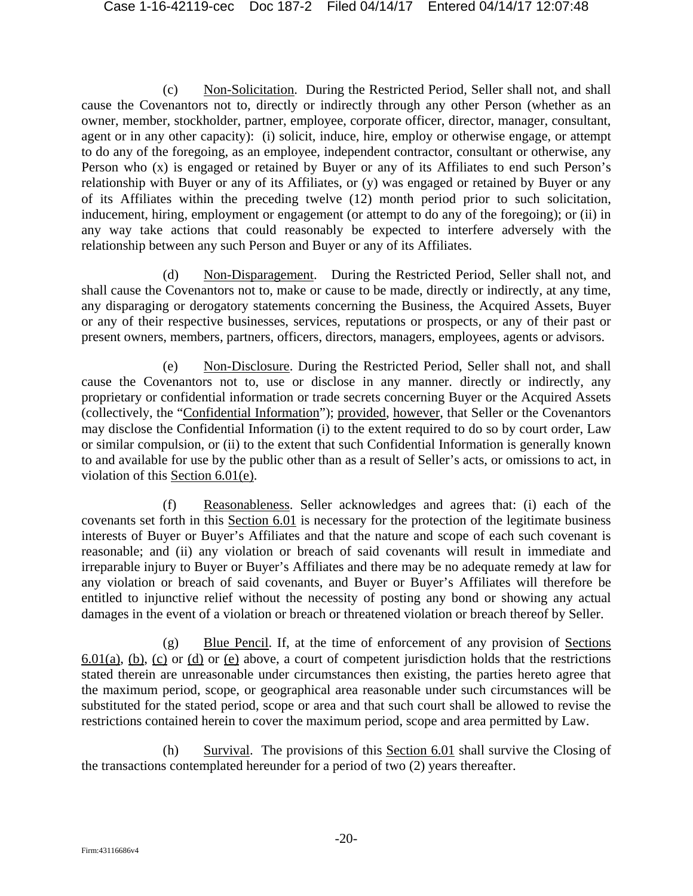(c) Non-Solicitation. During the Restricted Period, Seller shall not, and shall cause the Covenantors not to, directly or indirectly through any other Person (whether as an owner, member, stockholder, partner, employee, corporate officer, director, manager, consultant, agent or in any other capacity): (i) solicit, induce, hire, employ or otherwise engage, or attempt to do any of the foregoing, as an employee, independent contractor, consultant or otherwise, any Person who (x) is engaged or retained by Buyer or any of its Affiliates to end such Person's relationship with Buyer or any of its Affiliates, or (y) was engaged or retained by Buyer or any of its Affiliates within the preceding twelve (12) month period prior to such solicitation, inducement, hiring, employment or engagement (or attempt to do any of the foregoing); or (ii) in any way take actions that could reasonably be expected to interfere adversely with the relationship between any such Person and Buyer or any of its Affiliates.

(d) Non-Disparagement. During the Restricted Period, Seller shall not, and shall cause the Covenantors not to, make or cause to be made, directly or indirectly, at any time, any disparaging or derogatory statements concerning the Business, the Acquired Assets, Buyer or any of their respective businesses, services, reputations or prospects, or any of their past or present owners, members, partners, officers, directors, managers, employees, agents or advisors.

(e) Non-Disclosure. During the Restricted Period, Seller shall not, and shall cause the Covenantors not to, use or disclose in any manner. directly or indirectly, any proprietary or confidential information or trade secrets concerning Buyer or the Acquired Assets (collectively, the "Confidential Information"); provided, however, that Seller or the Covenantors may disclose the Confidential Information (i) to the extent required to do so by court order, Law or similar compulsion, or (ii) to the extent that such Confidential Information is generally known to and available for use by the public other than as a result of Seller's acts, or omissions to act, in violation of this Section 6.01(e).

(f) Reasonableness. Seller acknowledges and agrees that: (i) each of the covenants set forth in this Section 6.01 is necessary for the protection of the legitimate business interests of Buyer or Buyer's Affiliates and that the nature and scope of each such covenant is reasonable; and (ii) any violation or breach of said covenants will result in immediate and irreparable injury to Buyer or Buyer's Affiliates and there may be no adequate remedy at law for any violation or breach of said covenants, and Buyer or Buyer's Affiliates will therefore be entitled to injunctive relief without the necessity of posting any bond or showing any actual damages in the event of a violation or breach or threatened violation or breach thereof by Seller.

(g) Blue Pencil. If, at the time of enforcement of any provision of Sections 6.01(a), (b), (c) or (d) or (e) above, a court of competent jurisdiction holds that the restrictions stated therein are unreasonable under circumstances then existing, the parties hereto agree that the maximum period, scope, or geographical area reasonable under such circumstances will be substituted for the stated period, scope or area and that such court shall be allowed to revise the restrictions contained herein to cover the maximum period, scope and area permitted by Law.

(h) Survival. The provisions of this Section 6.01 shall survive the Closing of the transactions contemplated hereunder for a period of two (2) years thereafter.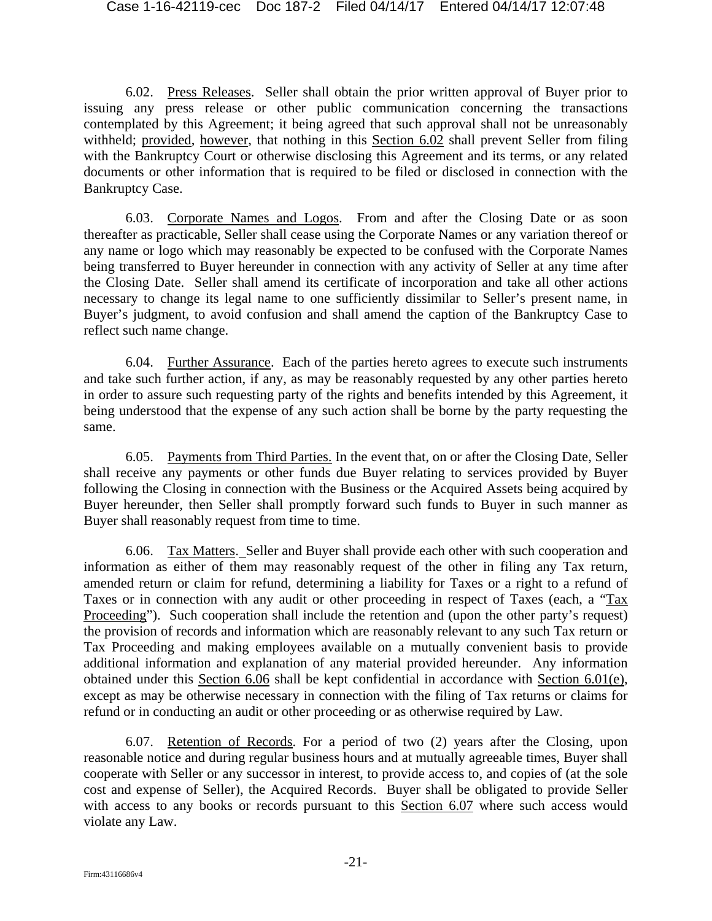6.02. Press Releases. Seller shall obtain the prior written approval of Buyer prior to issuing any press release or other public communication concerning the transactions contemplated by this Agreement; it being agreed that such approval shall not be unreasonably withheld; provided, however, that nothing in this Section 6.02 shall prevent Seller from filing with the Bankruptcy Court or otherwise disclosing this Agreement and its terms, or any related documents or other information that is required to be filed or disclosed in connection with the Bankruptcy Case.

6.03. Corporate Names and Logos. From and after the Closing Date or as soon thereafter as practicable, Seller shall cease using the Corporate Names or any variation thereof or any name or logo which may reasonably be expected to be confused with the Corporate Names being transferred to Buyer hereunder in connection with any activity of Seller at any time after the Closing Date. Seller shall amend its certificate of incorporation and take all other actions necessary to change its legal name to one sufficiently dissimilar to Seller's present name, in Buyer's judgment, to avoid confusion and shall amend the caption of the Bankruptcy Case to reflect such name change.

6.04. Further Assurance. Each of the parties hereto agrees to execute such instruments and take such further action, if any, as may be reasonably requested by any other parties hereto in order to assure such requesting party of the rights and benefits intended by this Agreement, it being understood that the expense of any such action shall be borne by the party requesting the same.

6.05. Payments from Third Parties. In the event that, on or after the Closing Date, Seller shall receive any payments or other funds due Buyer relating to services provided by Buyer following the Closing in connection with the Business or the Acquired Assets being acquired by Buyer hereunder, then Seller shall promptly forward such funds to Buyer in such manner as Buyer shall reasonably request from time to time.

6.06. Tax Matters. Seller and Buyer shall provide each other with such cooperation and information as either of them may reasonably request of the other in filing any Tax return, amended return or claim for refund, determining a liability for Taxes or a right to a refund of Taxes or in connection with any audit or other proceeding in respect of Taxes (each, a "Tax Proceeding"). Such cooperation shall include the retention and (upon the other party's request) the provision of records and information which are reasonably relevant to any such Tax return or Tax Proceeding and making employees available on a mutually convenient basis to provide additional information and explanation of any material provided hereunder. Any information obtained under this Section 6.06 shall be kept confidential in accordance with Section 6.01(e), except as may be otherwise necessary in connection with the filing of Tax returns or claims for refund or in conducting an audit or other proceeding or as otherwise required by Law.

6.07. Retention of Records. For a period of two (2) years after the Closing, upon reasonable notice and during regular business hours and at mutually agreeable times, Buyer shall cooperate with Seller or any successor in interest, to provide access to, and copies of (at the sole cost and expense of Seller), the Acquired Records. Buyer shall be obligated to provide Seller with access to any books or records pursuant to this Section 6.07 where such access would violate any Law.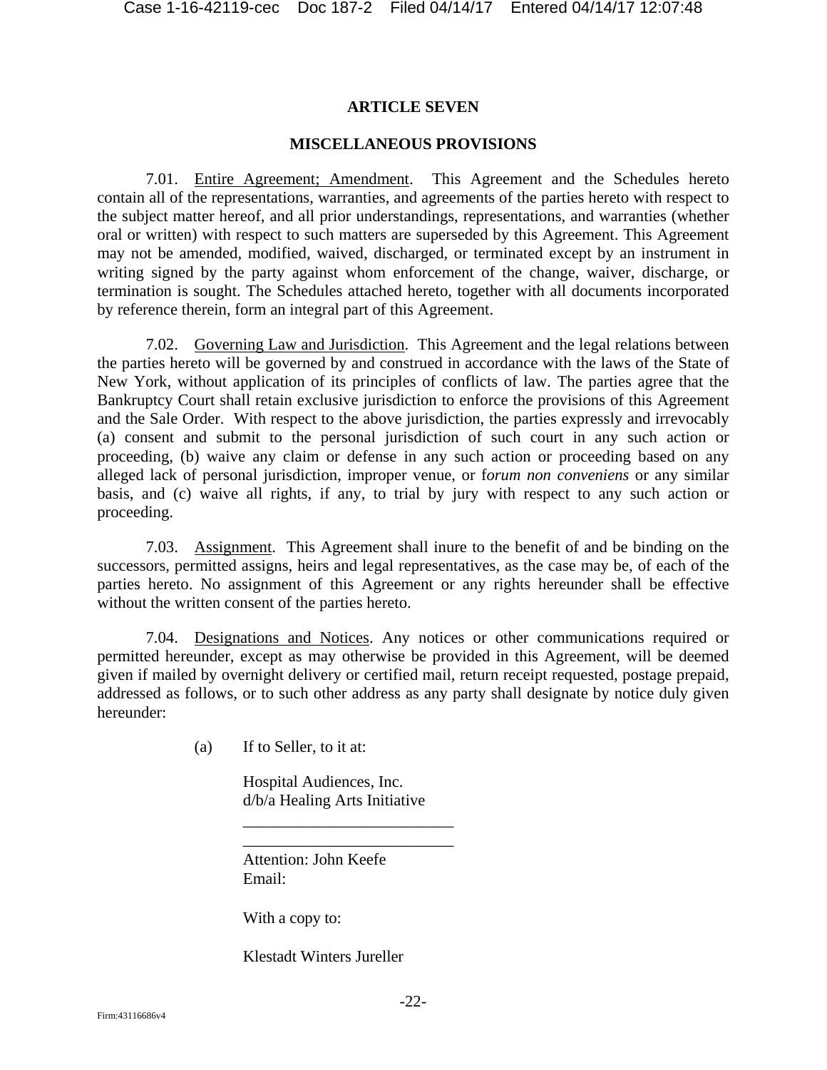## ARTICLE SEVEN

## MISCELLANEOUS PROVISIONS

7.01. Entire Agreement; Amendment. This Agreement and the Schedules hereto contain all of the representations, warranties, and agreements of the parties hereto with respect to the subject matter hereof, and all prior understandings, representations, and warranties (whether oral or written) with respect to such matters are superseded by this Agreement. This Agreement may not be amended, modified, waived, discharged, or terminated except by an instrument in writing signed by the party against whom enforcement of the change, waiver, discharge, or termination is sought. The Schedules attached hereto, together with all documents incorporated by reference therein, form an integral part of this Agreement.

7.02. Governing Law and Jurisdiction. This Agreement and the legal relations between the parties hereto will be governed by and construed in accordance with the laws of the State of New York, without application of its principles of conflicts of law. The parties agree that the Bankruptcy Court shall retain exclusive jurisdiction to enforce the provisions of this Agreement and the Sale Order. With respect to the above jurisdiction, the parties expressly and irrevocably (a) consent and submit to the personal jurisdiction of such court in any such action or proceeding, (b) waive any claim or defense in any such action or proceeding based on any alleged lack of personal jurisdiction, improper venue, or f*orum non conveniens* or any similar basis, and (c) waive all rights, if any, to trial by jury with respect to any such action or proceeding.

7.03. Assignment. This Agreement shall inure to the benefit of and be binding on the successors, permitted assigns, heirs and legal representatives, as the case may be, of each of the parties hereto. No assignment of this Agreement or any rights hereunder shall be effective without the written consent of the parties hereto.

7.04. Designations and Notices. Any notices or other communications required or permitted hereunder, except as may otherwise be provided in this Agreement, will be deemed given if mailed by overnight delivery or certified mail, return receipt requested, postage prepaid, addressed as follows, or to such other address as any party shall designate by notice duly given hereunder:

(a) If to Seller, to it at:

Hospital Audiences, Inc.
d/b/a Healing Arts Initiative
__________________________
__________________________
Attention: John Keefe
Email:

With a copy to:

Klestadt Winters Jureller

Firm:43116686v4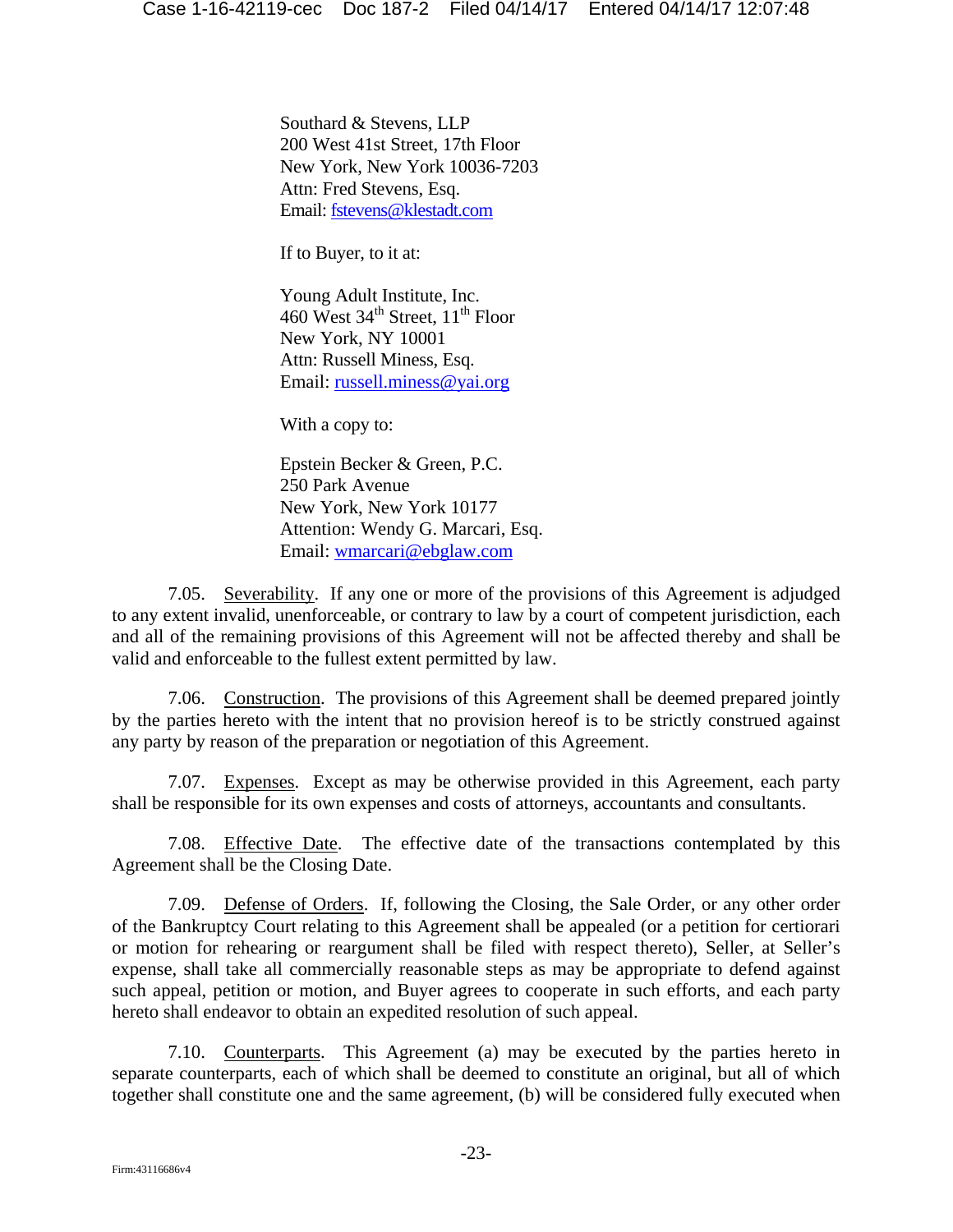Southard & Stevens, LLP
200 West 41st Street, 17th Floor
New York, New York 10036-7203
Attn: Fred Stevens, Esq.
Email: fstevens@klestadt.com

If to Buyer, to it at:

Young Adult Institute, Inc.
460 West 34th Street, 11th Floor
New York, NY 10001
Attn: Russell Miness, Esq.
Email: russell.miness@yai.org

With a copy to:

Epstein Becker & Green, P.C.
250 Park Avenue
New York, New York 10177
Attention: Wendy G. Marcari, Esq.
Email: wmarcari@ebglaw.com

7.05. Severability. If any one or more of the provisions of this Agreement is adjudged to any extent invalid, unenforceable, or contrary to law by a court of competent jurisdiction, each and all of the remaining provisions of this Agreement will not be affected thereby and shall be valid and enforceable to the fullest extent permitted by law.

7.06. Construction. The provisions of this Agreement shall be deemed prepared jointly by the parties hereto with the intent that no provision hereof is to be strictly construed against any party by reason of the preparation or negotiation of this Agreement.

7.07. Expenses. Except as may be otherwise provided in this Agreement, each party shall be responsible for its own expenses and costs of attorneys, accountants and consultants.

7.08. Effective Date. The effective date of the transactions contemplated by this Agreement shall be the Closing Date.

7.09. Defense of Orders. If, following the Closing, the Sale Order, or any other order of the Bankruptcy Court relating to this Agreement shall be appealed (or a petition for certiorari or motion for rehearing or reargument shall be filed with respect thereto), Seller, at Seller's expense, shall take all commercially reasonable steps as may be appropriate to defend against such appeal, petition or motion, and Buyer agrees to cooperate in such efforts, and each party hereto shall endeavor to obtain an expedited resolution of such appeal.

7.10. Counterparts. This Agreement (a) may be executed by the parties hereto in separate counterparts, each of which shall be deemed to constitute an original, but all of which together shall constitute one and the same agreement, (b) will be considered fully executed when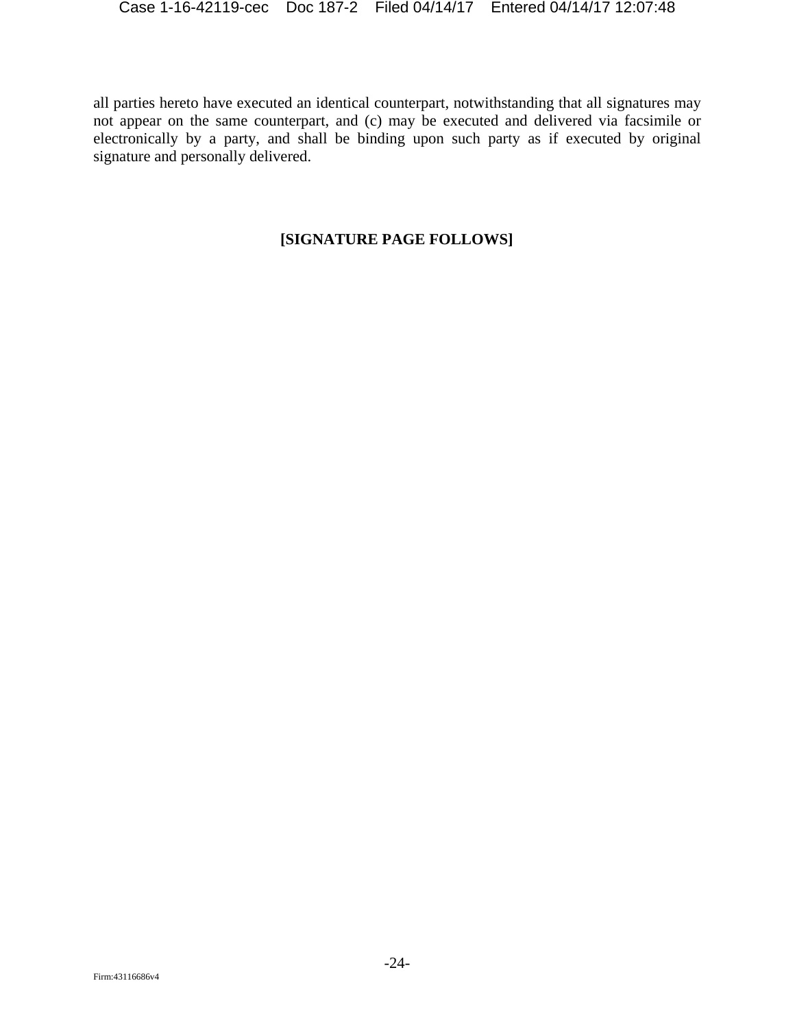all parties hereto have executed an identical counterpart, notwithstanding that all signatures may not appear on the same counterpart, and (c) may be executed and delivered via facsimile or electronically by a party, and shall be binding upon such party as if executed by original signature and personally delivered.

**[SIGNATURE PAGE FOLLOWS]**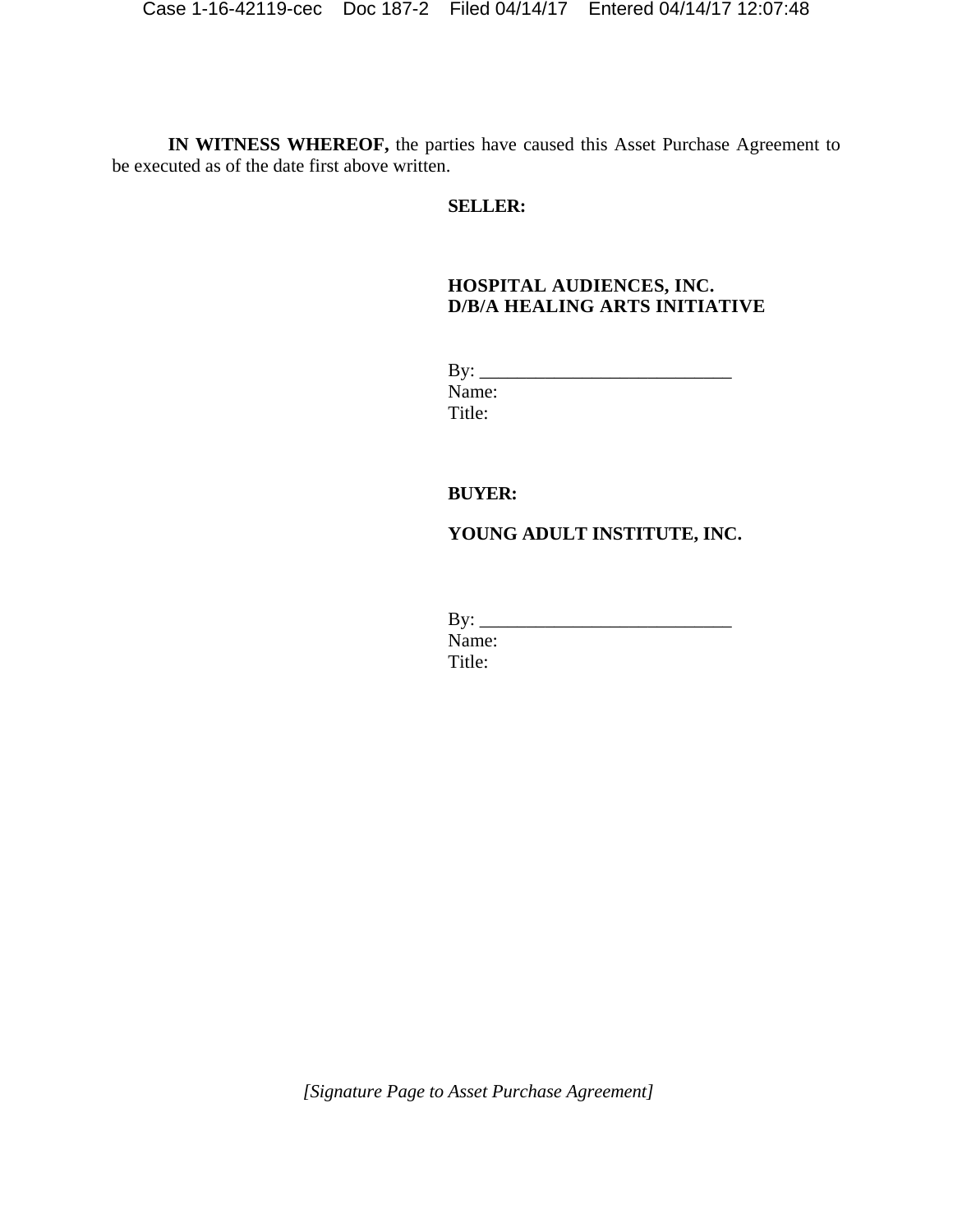**IN WITNESS WHEREOF,** the parties have caused this Asset Purchase Agreement to be executed as of the date first above written.

**SELLER:**

**HOSPITAL AUDIENCES, INC.**
**D/B/A HEALING ARTS INITIATIVE**

By: ___________________________
Name:
Title:

**BUYER:**

**YOUNG ADULT INSTITUTE, INC.**

By: ___________________________
Name:
Title:

*[Signature Page to Asset Purchase Agreement]*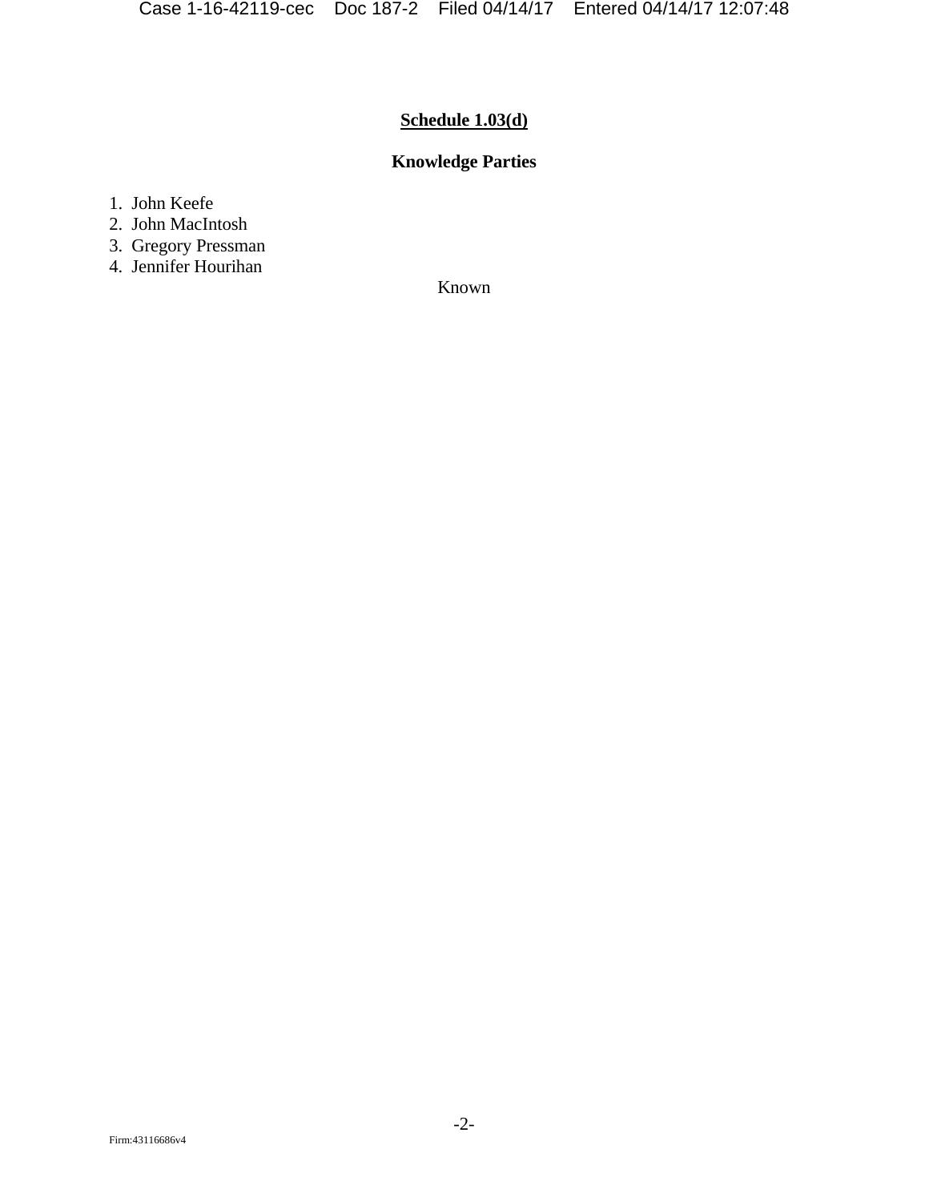**Schedule 1.03(d)**

**Knowledge Parties**

1. John Keefe
2. John MacIntosh
3. Gregory Pressman
4. Jennifer Hourihan

Known

Firm:43116686v4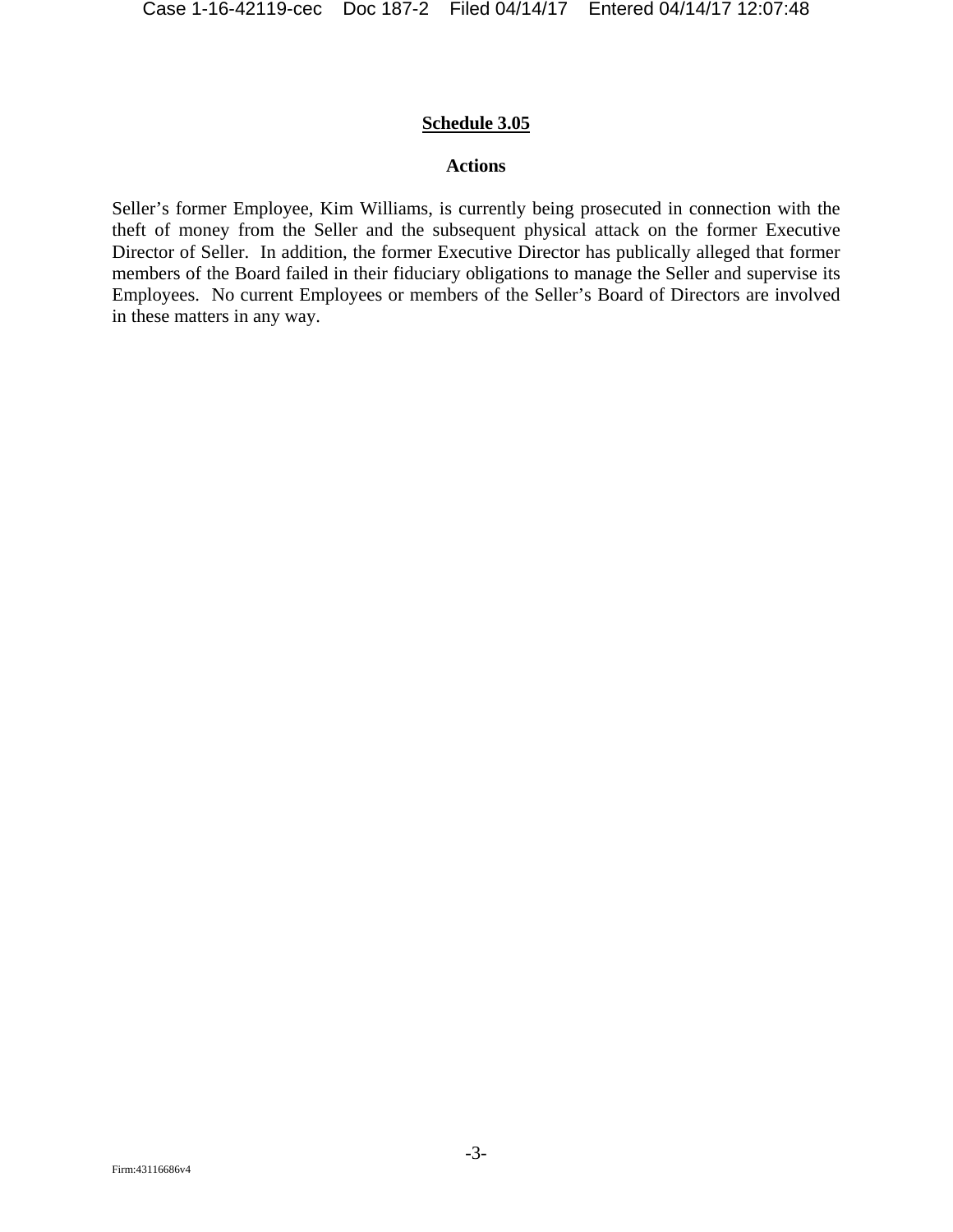**Schedule 3.05**

**Actions**

Seller's former Employee, Kim Williams, is currently being prosecuted in connection with the theft of money from the Seller and the subsequent physical attack on the former Executive Director of Seller. In addition, the former Executive Director has publically alleged that former members of the Board failed in their fiduciary obligations to manage the Seller and supervise its Employees. No current Employees or members of the Seller's Board of Directors are involved in these matters in any way.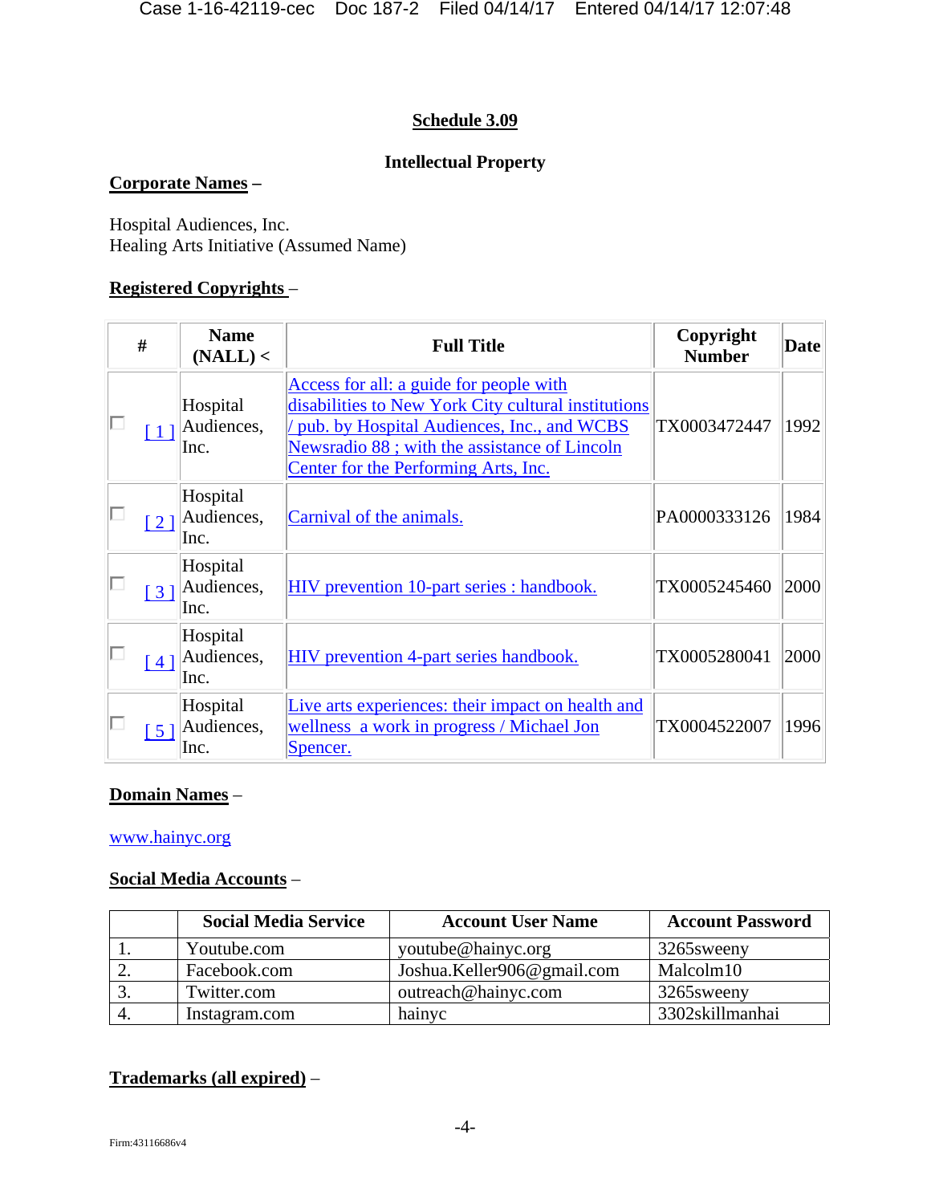## Schedule 3.09

### Intellectual Property

**Corporate Names** –

Hospital Audiences, Inc.
Healing Arts Initiative (Assumed Name)

**Registered Copyrights** –

| # | Name (NALL) < | Full Title | Copyright Number | Date |
|---|---|---|---|---|
| [ 1 ] | Hospital Audiences, Inc. | Access for all: a guide for people with disabilities to New York City cultural institutions / pub. by Hospital Audiences, Inc., and WCBS Newsradio 88 ; with the assistance of Lincoln Center for the Performing Arts, Inc. | TX0003472447 | 1992 |
| [ 2 ] | Hospital Audiences, Inc. | Carnival of the animals. | PA0000333126 | 1984 |
| [ 3 ] | Hospital Audiences, Inc. | HIV prevention 10-part series : handbook. | TX0005245460 | 2000 |
| [ 4 ] | Hospital Audiences, Inc. | HIV prevention 4-part series handbook. | TX0005280041 | 2000 |
| [ 5 ] | Hospital Audiences, Inc. | Live arts experiences: their impact on health and wellness a work in progress / Michael Jon Spencer. | TX0004522007 | 1996 |

**Domain Names** –

www.hainyc.org

**Social Media Accounts** –

| | Social Media Service | Account User Name | Account Password |
|---|---|---|---|
| 1. | Youtube.com | youtube@hainyc.org | 3265sweeny |
| 2. | Facebook.com | Joshua.Keller906@gmail.com | Malcolm10 |
| 3. | Twitter.com | outreach@hainyc.com | 3265sweeny |
| 4. | Instagram.com | hainyc | 3302skillmanhai |

**Trademarks (all expired)** –

Firm:43116686v4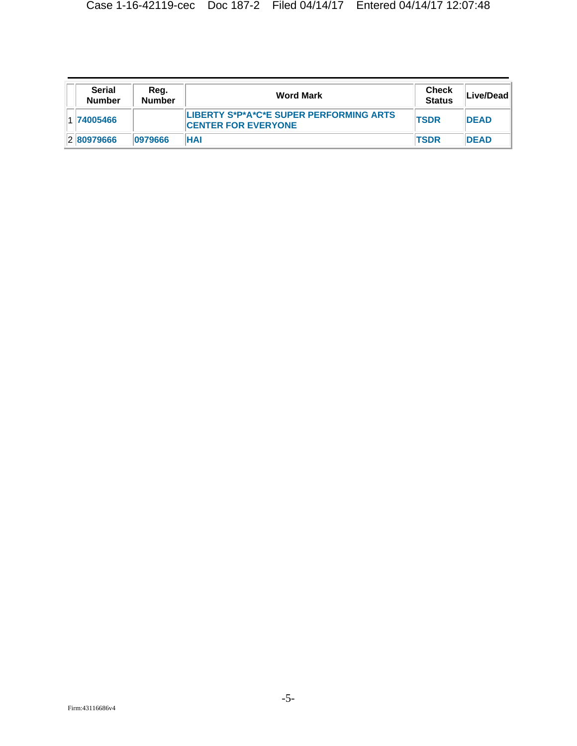| | Serial Number | Reg. Number | Word Mark | Check Status | Live/Dead |
|---|---|---|---|---|---|
| 1 | 74005466 | | LIBERTY S*P*A*C*E SUPER PERFORMING ARTS CENTER FOR EVERYONE | TSDR | DEAD |
| 2 | 80979666 | 0979666 | HAI | TSDR | DEAD |

Firm:43116686v4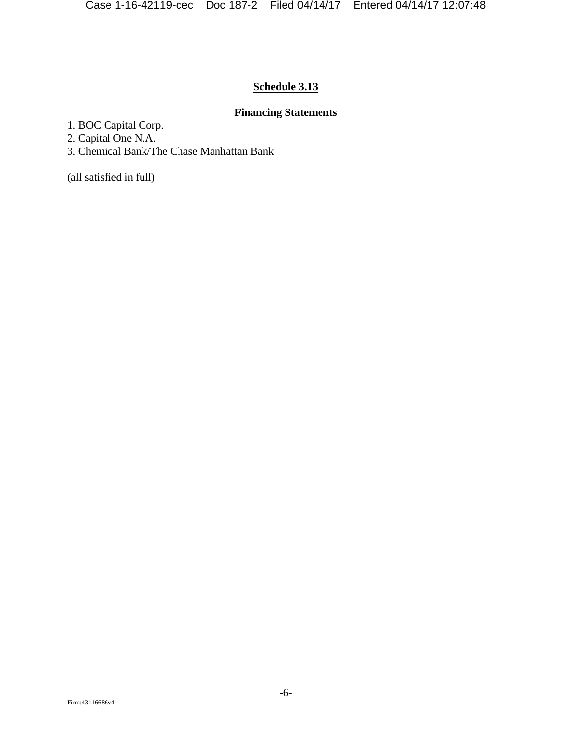## Schedule 3.13

### Financing Statements

1. BOC Capital Corp.
2. Capital One N.A.
3. Chemical Bank/The Chase Manhattan Bank

(all satisfied in full)

Firm:43116686v4